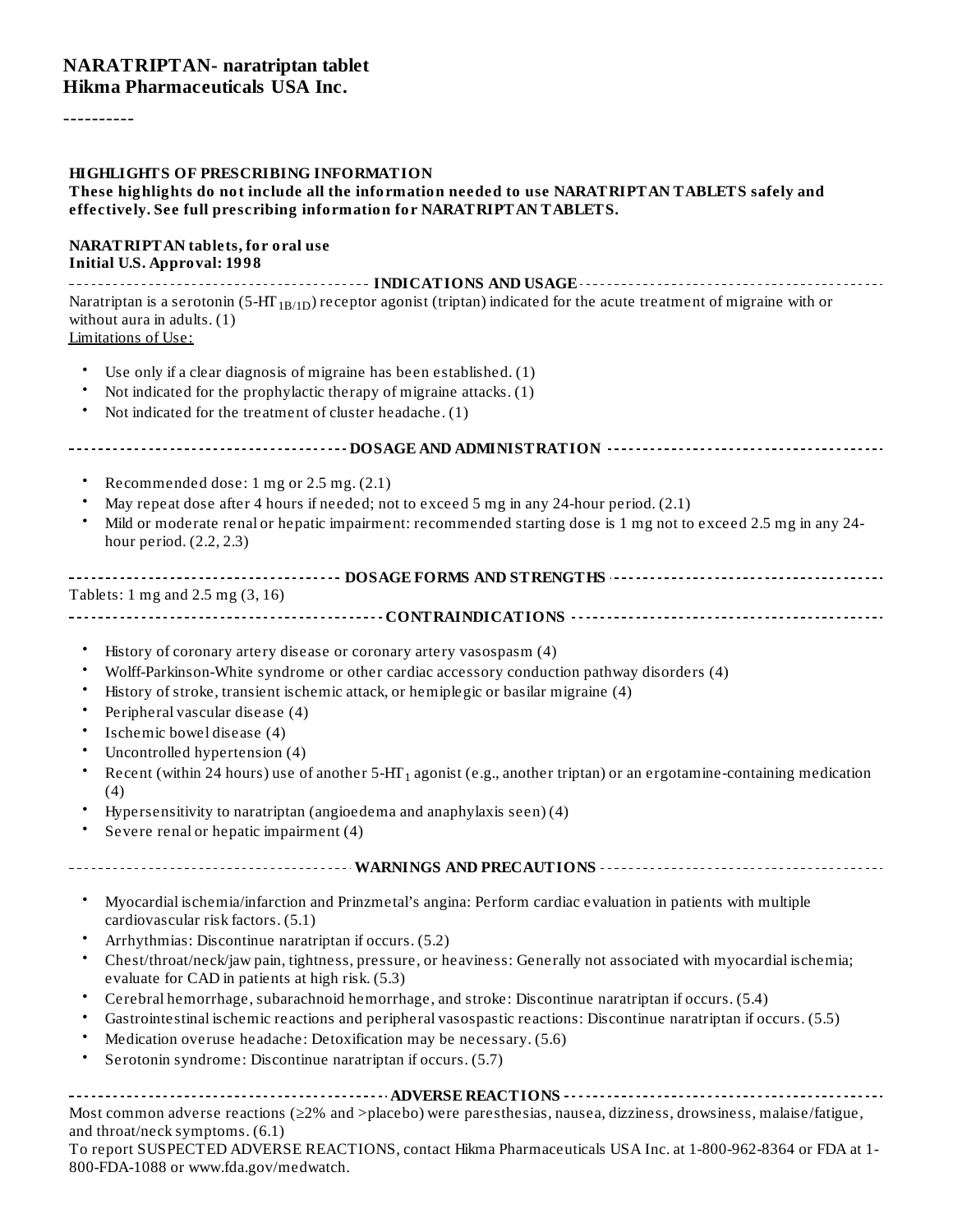# NARATRIPTAN- naratriptan tablet
# Hikma Pharmaceuticals USA Inc.

----------

**HIGHLIGHTS OF PRESCRIBING INFORMATION**
**These highlights do not include all the information needed to use NARATRIPTAN TABLETS safely and effectively. See full prescribing information for NARATRIPTAN TABLETS.**

**NARATRIPTAN tablets, for oral use**
**Initial U.S. Approval: 1998**

## INDICATIONS AND USAGE

Naratriptan is a serotonin (5-HT$_{1B/1D}$) receptor agonist (triptan) indicated for the acute treatment of migraine with or without aura in adults. (1)

Limitations of Use:

- Use only if a clear diagnosis of migraine has been established. (1)
- Not indicated for the prophylactic therapy of migraine attacks. (1)
- Not indicated for the treatment of cluster headache. (1)

## DOSAGE AND ADMINISTRATION

- Recommended dose: 1 mg or 2.5 mg. (2.1)
- May repeat dose after 4 hours if needed; not to exceed 5 mg in any 24-hour period. (2.1)
- Mild or moderate renal or hepatic impairment: recommended starting dose is 1 mg not to exceed 2.5 mg in any 24-hour period. (2.2, 2.3)

## DOSAGE FORMS AND STRENGTHS

Tablets: 1 mg and 2.5 mg (3, 16)

## CONTRAINDICATIONS

- History of coronary artery disease or coronary artery vasospasm (4)
- Wolff-Parkinson-White syndrome or other cardiac accessory conduction pathway disorders (4)
- History of stroke, transient ischemic attack, or hemiplegic or basilar migraine (4)
- Peripheral vascular disease (4)
- Ischemic bowel disease (4)
- Uncontrolled hypertension (4)
- Recent (within 24 hours) use of another 5-HT$_1$ agonist (e.g., another triptan) or an ergotamine-containing medication (4)
- Hypersensitivity to naratriptan (angioedema and anaphylaxis seen) (4)
- Severe renal or hepatic impairment (4)

## WARNINGS AND PRECAUTIONS

- Myocardial ischemia/infarction and Prinzmetal's angina: Perform cardiac evaluation in patients with multiple cardiovascular risk factors. (5.1)
- Arrhythmias: Discontinue naratriptan if occurs. (5.2)
- Chest/throat/neck/jaw pain, tightness, pressure, or heaviness: Generally not associated with myocardial ischemia; evaluate for CAD in patients at high risk. (5.3)
- Cerebral hemorrhage, subarachnoid hemorrhage, and stroke: Discontinue naratriptan if occurs. (5.4)
- Gastrointestinal ischemic reactions and peripheral vasospastic reactions: Discontinue naratriptan if occurs. (5.5)
- Medication overuse headache: Detoxification may be necessary. (5.6)
- Serotonin syndrome: Discontinue naratriptan if occurs. (5.7)

## ADVERSE REACTIONS

Most common adverse reactions (≥2% and >placebo) were paresthesias, nausea, dizziness, drowsiness, malaise/fatigue, and throat/neck symptoms. (6.1)

To report SUSPECTED ADVERSE REACTIONS, contact Hikma Pharmaceuticals USA Inc. at 1-800-962-8364 or FDA at 1-800-FDA-1088 or www.fda.gov/medwatch.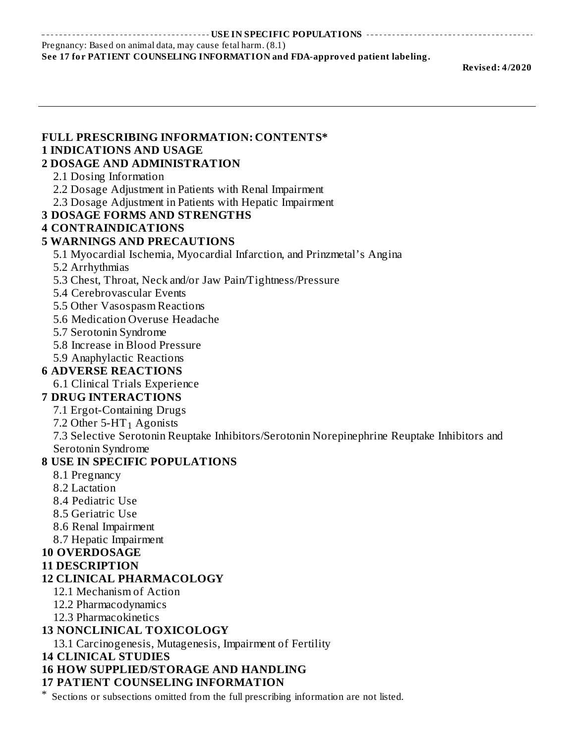## USE IN SPECIFIC POPULATIONS

Pregnancy: Based on animal data, may cause fetal harm. (8.1)

**See 17 for PATIENT COUNSELING INFORMATION and FDA-approved patient labeling.**

**Revised: 4/2020**

---

## FULL PRESCRIBING INFORMATION: CONTENTS*

**1 INDICATIONS AND USAGE**

**2 DOSAGE AND ADMINISTRATION**

- 2.1 Dosing Information
- 2.2 Dosage Adjustment in Patients with Renal Impairment
- 2.3 Dosage Adjustment in Patients with Hepatic Impairment

**3 DOSAGE FORMS AND STRENGTHS**

**4 CONTRAINDICATIONS**

**5 WARNINGS AND PRECAUTIONS**

- 5.1 Myocardial Ischemia, Myocardial Infarction, and Prinzmetal's Angina
- 5.2 Arrhythmias
- 5.3 Chest, Throat, Neck and/or Jaw Pain/Tightness/Pressure
- 5.4 Cerebrovascular Events
- 5.5 Other Vasospasm Reactions
- 5.6 Medication Overuse Headache
- 5.7 Serotonin Syndrome
- 5.8 Increase in Blood Pressure
- 5.9 Anaphylactic Reactions

**6 ADVERSE REACTIONS**

- 6.1 Clinical Trials Experience

**7 DRUG INTERACTIONS**

- 7.1 Ergot-Containing Drugs
- 7.2 Other 5-$HT_1$ Agonists
- 7.3 Selective Serotonin Reuptake Inhibitors/Serotonin Norepinephrine Reuptake Inhibitors and Serotonin Syndrome

**8 USE IN SPECIFIC POPULATIONS**

- 8.1 Pregnancy
- 8.2 Lactation
- 8.4 Pediatric Use
- 8.5 Geriatric Use
- 8.6 Renal Impairment
- 8.7 Hepatic Impairment

**10 OVERDOSAGE**

**11 DESCRIPTION**

**12 CLINICAL PHARMACOLOGY**

- 12.1 Mechanism of Action
- 12.2 Pharmacodynamics
- 12.3 Pharmacokinetics

**13 NONCLINICAL TOXICOLOGY**

- 13.1 Carcinogenesis, Mutagenesis, Impairment of Fertility

**14 CLINICAL STUDIES**

**16 HOW SUPPLIED/STORAGE AND HANDLING**

**17 PATIENT COUNSELING INFORMATION**

\* Sections or subsections omitted from the full prescribing information are not listed.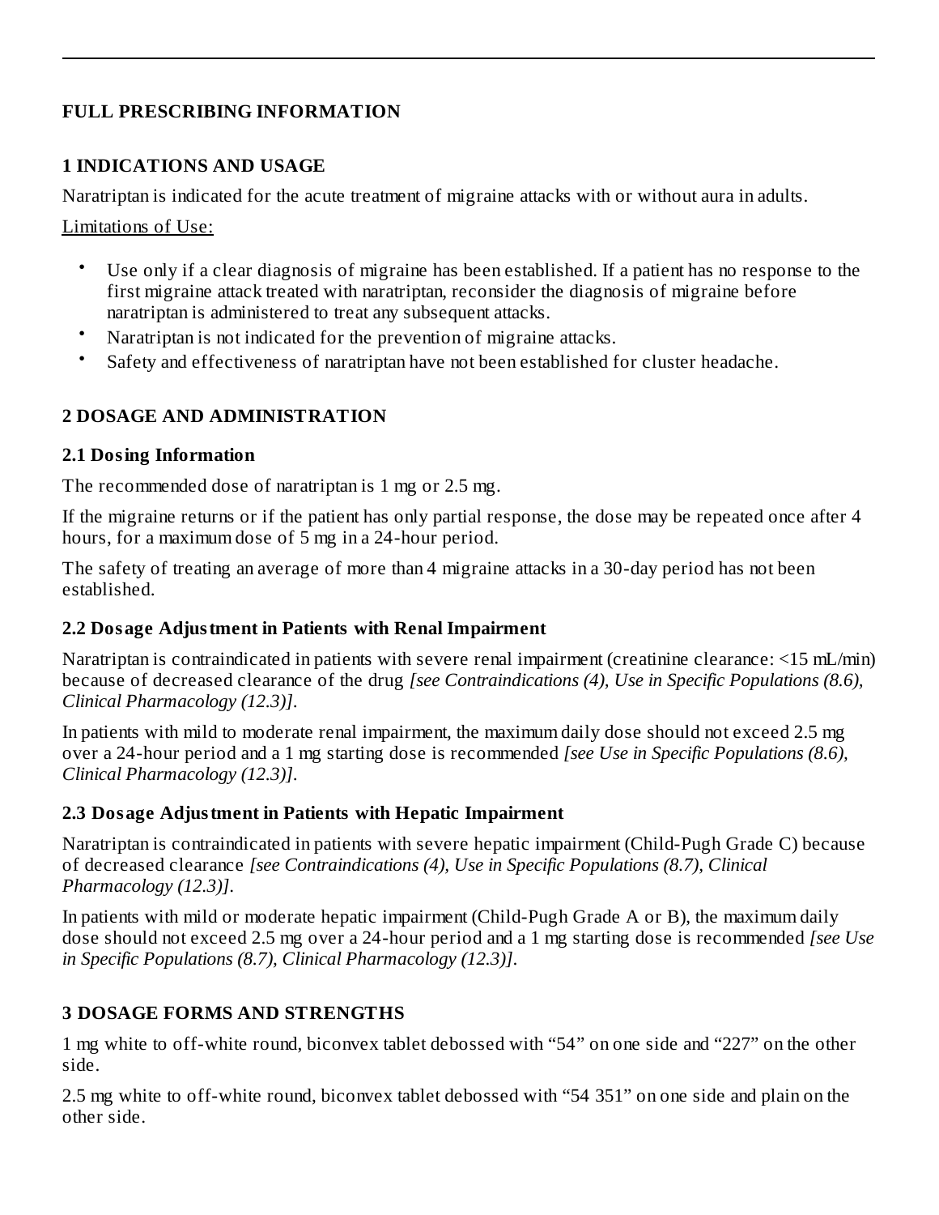# FULL PRESCRIBING INFORMATION

## 1 INDICATIONS AND USAGE

Naratriptan is indicated for the acute treatment of migraine attacks with or without aura in adults.

Limitations of Use:

- Use only if a clear diagnosis of migraine has been established. If a patient has no response to the first migraine attack treated with naratriptan, reconsider the diagnosis of migraine before naratriptan is administered to treat any subsequent attacks.
- Naratriptan is not indicated for the prevention of migraine attacks.
- Safety and effectiveness of naratriptan have not been established for cluster headache.

## 2 DOSAGE AND ADMINISTRATION

### 2.1 Dosing Information

The recommended dose of naratriptan is 1 mg or 2.5 mg.

If the migraine returns or if the patient has only partial response, the dose may be repeated once after 4 hours, for a maximum dose of 5 mg in a 24-hour period.

The safety of treating an average of more than 4 migraine attacks in a 30-day period has not been established.

### 2.2 Dosage Adjustment in Patients with Renal Impairment

Naratriptan is contraindicated in patients with severe renal impairment (creatinine clearance: <15 mL/min) because of decreased clearance of the drug *[see Contraindications (4), Use in Specific Populations (8.6), Clinical Pharmacology (12.3)]*.

In patients with mild to moderate renal impairment, the maximum daily dose should not exceed 2.5 mg over a 24-hour period and a 1 mg starting dose is recommended *[see Use in Specific Populations (8.6), Clinical Pharmacology (12.3)]*.

### 2.3 Dosage Adjustment in Patients with Hepatic Impairment

Naratriptan is contraindicated in patients with severe hepatic impairment (Child-Pugh Grade C) because of decreased clearance *[see Contraindications (4), Use in Specific Populations (8.7), Clinical Pharmacology (12.3)]*.

In patients with mild or moderate hepatic impairment (Child-Pugh Grade A or B), the maximum daily dose should not exceed 2.5 mg over a 24-hour period and a 1 mg starting dose is recommended *[see Use in Specific Populations (8.7), Clinical Pharmacology (12.3)]*.

## 3 DOSAGE FORMS AND STRENGTHS

1 mg white to off-white round, biconvex tablet debossed with “54” on one side and “227” on the other side.

2.5 mg white to off-white round, biconvex tablet debossed with “54 351” on one side and plain on the other side.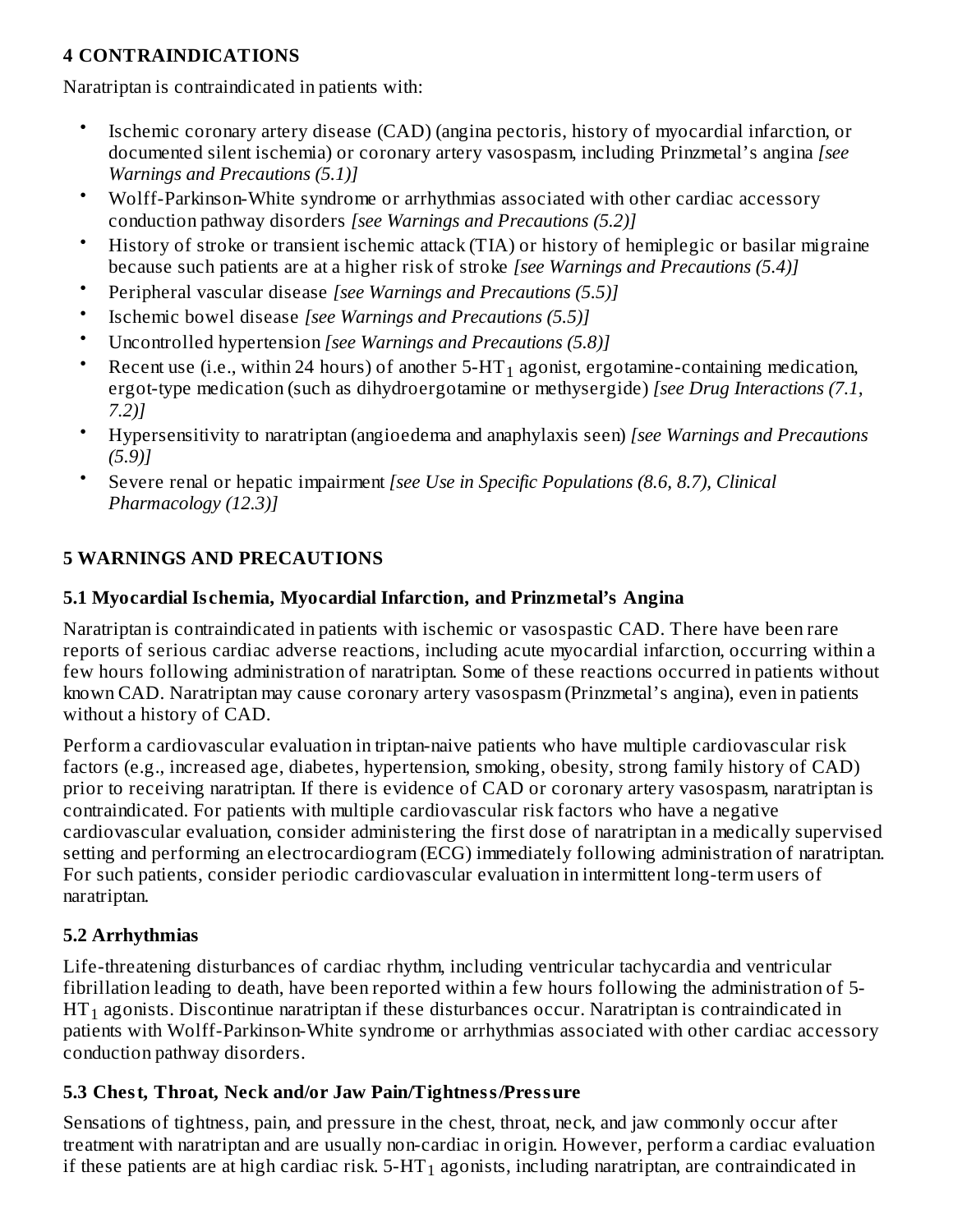## 4 CONTRAINDICATIONS

Naratriptan is contraindicated in patients with:

- Ischemic coronary artery disease (CAD) (angina pectoris, history of myocardial infarction, or documented silent ischemia) or coronary artery vasospasm, including Prinzmetal's angina *[see Warnings and Precautions (5.1)]*
- Wolff-Parkinson-White syndrome or arrhythmias associated with other cardiac accessory conduction pathway disorders *[see Warnings and Precautions (5.2)]*
- History of stroke or transient ischemic attack (TIA) or history of hemiplegic or basilar migraine because such patients are at a higher risk of stroke *[see Warnings and Precautions (5.4)]*
- Peripheral vascular disease *[see Warnings and Precautions (5.5)]*
- Ischemic bowel disease *[see Warnings and Precautions (5.5)]*
- Uncontrolled hypertension *[see Warnings and Precautions (5.8)]*
- Recent use (i.e., within 24 hours) of another 5-$HT_1$ agonist, ergotamine-containing medication, ergot-type medication (such as dihydroergotamine or methysergide) *[see Drug Interactions (7.1, 7.2)]*
- Hypersensitivity to naratriptan (angioedema and anaphylaxis seen) *[see Warnings and Precautions (5.9)]*
- Severe renal or hepatic impairment *[see Use in Specific Populations (8.6, 8.7), Clinical Pharmacology (12.3)]*

## 5 WARNINGS AND PRECAUTIONS

### 5.1 Myocardial Ischemia, Myocardial Infarction, and Prinzmetal's Angina

Naratriptan is contraindicated in patients with ischemic or vasospastic CAD. There have been rare reports of serious cardiac adverse reactions, including acute myocardial infarction, occurring within a few hours following administration of naratriptan. Some of these reactions occurred in patients without known CAD. Naratriptan may cause coronary artery vasospasm (Prinzmetal's angina), even in patients without a history of CAD.

Perform a cardiovascular evaluation in triptan-naive patients who have multiple cardiovascular risk factors (e.g., increased age, diabetes, hypertension, smoking, obesity, strong family history of CAD) prior to receiving naratriptan. If there is evidence of CAD or coronary artery vasospasm, naratriptan is contraindicated. For patients with multiple cardiovascular risk factors who have a negative cardiovascular evaluation, consider administering the first dose of naratriptan in a medically supervised setting and performing an electrocardiogram (ECG) immediately following administration of naratriptan. For such patients, consider periodic cardiovascular evaluation in intermittent long-term users of naratriptan.

### 5.2 Arrhythmias

Life-threatening disturbances of cardiac rhythm, including ventricular tachycardia and ventricular fibrillation leading to death, have been reported within a few hours following the administration of 5-$HT_1$ agonists. Discontinue naratriptan if these disturbances occur. Naratriptan is contraindicated in patients with Wolff-Parkinson-White syndrome or arrhythmias associated with other cardiac accessory conduction pathway disorders.

### 5.3 Chest, Throat, Neck and/or Jaw Pain/Tightness/Pressure

Sensations of tightness, pain, and pressure in the chest, throat, neck, and jaw commonly occur after treatment with naratriptan and are usually non-cardiac in origin. However, perform a cardiac evaluation if these patients are at high cardiac risk. 5-$HT_1$ agonists, including naratriptan, are contraindicated in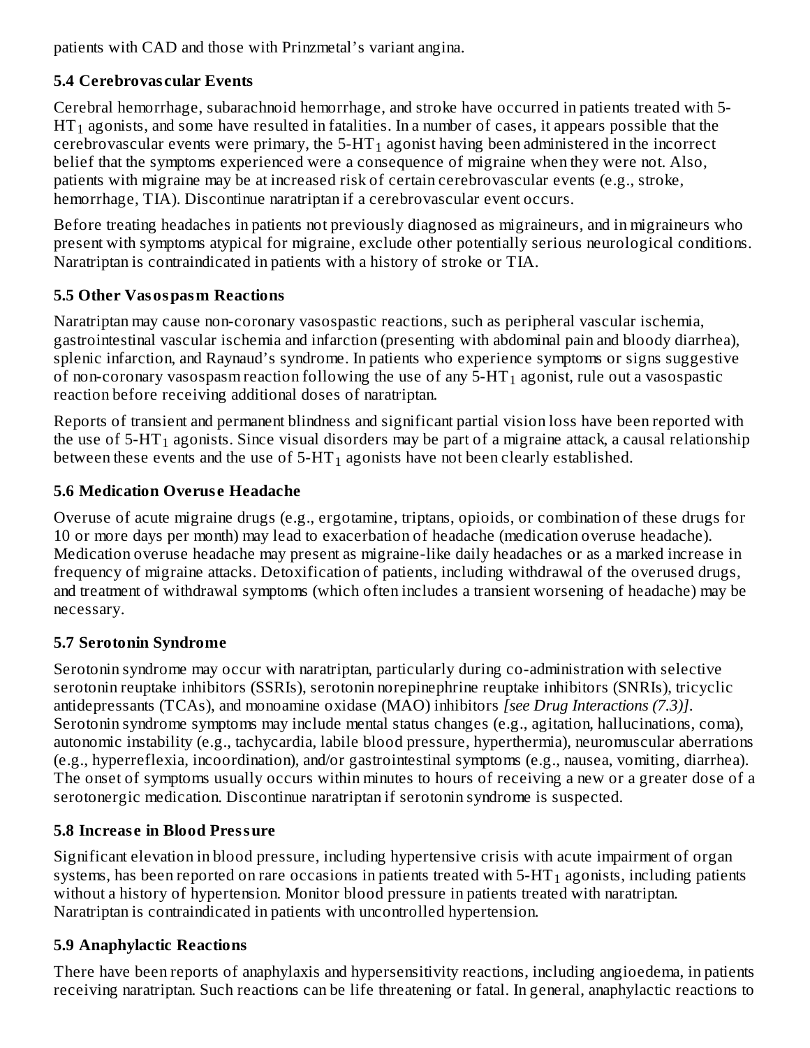patients with CAD and those with Prinzmetal's variant angina.

### 5.4 Cerebrovascular Events

Cerebral hemorrhage, subarachnoid hemorrhage, and stroke have occurred in patients treated with 5-$HT_1$ agonists, and some have resulted in fatalities. In a number of cases, it appears possible that the cerebrovascular events were primary, the 5-$HT_1$ agonist having been administered in the incorrect belief that the symptoms experienced were a consequence of migraine when they were not. Also, patients with migraine may be at increased risk of certain cerebrovascular events (e.g., stroke, hemorrhage, TIA). Discontinue naratriptan if a cerebrovascular event occurs.

Before treating headaches in patients not previously diagnosed as migraineurs, and in migraineurs who present with symptoms atypical for migraine, exclude other potentially serious neurological conditions. Naratriptan is contraindicated in patients with a history of stroke or TIA.

### 5.5 Other Vasospasm Reactions

Naratriptan may cause non-coronary vasospastic reactions, such as peripheral vascular ischemia, gastrointestinal vascular ischemia and infarction (presenting with abdominal pain and bloody diarrhea), splenic infarction, and Raynaud's syndrome. In patients who experience symptoms or signs suggestive of non-coronary vasospasm reaction following the use of any 5-$HT_1$ agonist, rule out a vasospastic reaction before receiving additional doses of naratriptan.

Reports of transient and permanent blindness and significant partial vision loss have been reported with the use of 5-$HT_1$ agonists. Since visual disorders may be part of a migraine attack, a causal relationship between these events and the use of 5-$HT_1$ agonists have not been clearly established.

### 5.6 Medication Overuse Headache

Overuse of acute migraine drugs (e.g., ergotamine, triptans, opioids, or combination of these drugs for 10 or more days per month) may lead to exacerbation of headache (medication overuse headache). Medication overuse headache may present as migraine-like daily headaches or as a marked increase in frequency of migraine attacks. Detoxification of patients, including withdrawal of the overused drugs, and treatment of withdrawal symptoms (which often includes a transient worsening of headache) may be necessary.

### 5.7 Serotonin Syndrome

Serotonin syndrome may occur with naratriptan, particularly during co-administration with selective serotonin reuptake inhibitors (SSRIs), serotonin norepinephrine reuptake inhibitors (SNRIs), tricyclic antidepressants (TCAs), and monoamine oxidase (MAO) inhibitors *[see Drug Interactions (7.3)]*. Serotonin syndrome symptoms may include mental status changes (e.g., agitation, hallucinations, coma), autonomic instability (e.g., tachycardia, labile blood pressure, hyperthermia), neuromuscular aberrations (e.g., hyperreflexia, incoordination), and/or gastrointestinal symptoms (e.g., nausea, vomiting, diarrhea). The onset of symptoms usually occurs within minutes to hours of receiving a new or a greater dose of a serotonergic medication. Discontinue naratriptan if serotonin syndrome is suspected.

### 5.8 Increase in Blood Pressure

Significant elevation in blood pressure, including hypertensive crisis with acute impairment of organ systems, has been reported on rare occasions in patients treated with 5-$HT_1$ agonists, including patients without a history of hypertension. Monitor blood pressure in patients treated with naratriptan. Naratriptan is contraindicated in patients with uncontrolled hypertension.

### 5.9 Anaphylactic Reactions

There have been reports of anaphylaxis and hypersensitivity reactions, including angioedema, in patients receiving naratriptan. Such reactions can be life threatening or fatal. In general, anaphylactic reactions to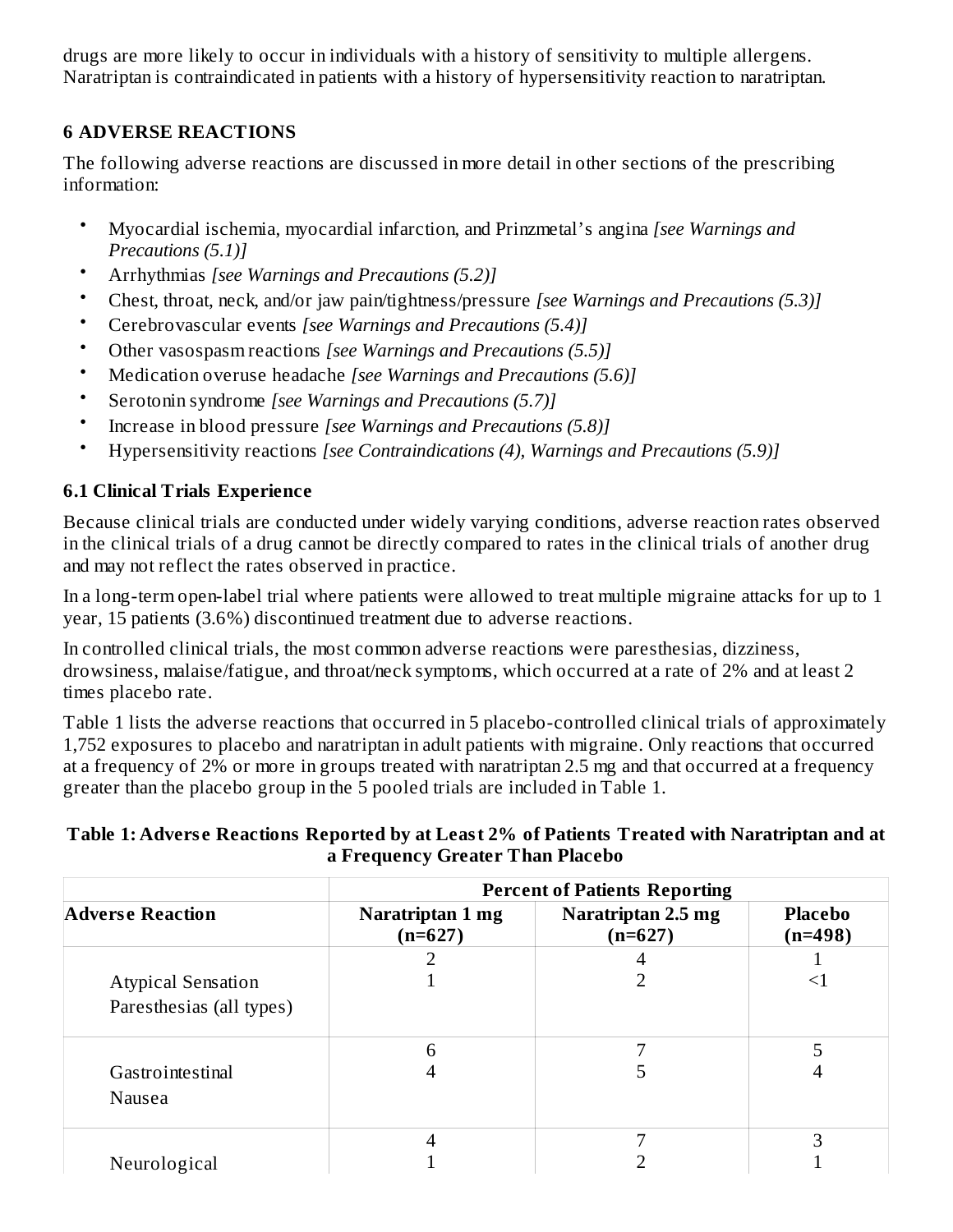drugs are more likely to occur in individuals with a history of sensitivity to multiple allergens. Naratriptan is contraindicated in patients with a history of hypersensitivity reaction to naratriptan.

## 6 ADVERSE REACTIONS

The following adverse reactions are discussed in more detail in other sections of the prescribing information:

- Myocardial ischemia, myocardial infarction, and Prinzmetal's angina *[see Warnings and Precautions (5.1)]*
- Arrhythmias *[see Warnings and Precautions (5.2)]*
- Chest, throat, neck, and/or jaw pain/tightness/pressure *[see Warnings and Precautions (5.3)]*
- Cerebrovascular events *[see Warnings and Precautions (5.4)]*
- Other vasospasm reactions *[see Warnings and Precautions (5.5)]*
- Medication overuse headache *[see Warnings and Precautions (5.6)]*
- Serotonin syndrome *[see Warnings and Precautions (5.7)]*
- Increase in blood pressure *[see Warnings and Precautions (5.8)]*
- Hypersensitivity reactions *[see Contraindications (4), Warnings and Precautions (5.9)]*

### 6.1 Clinical Trials Experience

Because clinical trials are conducted under widely varying conditions, adverse reaction rates observed in the clinical trials of a drug cannot be directly compared to rates in the clinical trials of another drug and may not reflect the rates observed in practice.

In a long-term open-label trial where patients were allowed to treat multiple migraine attacks for up to 1 year, 15 patients (3.6%) discontinued treatment due to adverse reactions.

In controlled clinical trials, the most common adverse reactions were paresthesias, dizziness, drowsiness, malaise/fatigue, and throat/neck symptoms, which occurred at a rate of 2% and at least 2 times placebo rate.

Table 1 lists the adverse reactions that occurred in 5 placebo-controlled clinical trials of approximately 1,752 exposures to placebo and naratriptan in adult patients with migraine. Only reactions that occurred at a frequency of 2% or more in groups treated with naratriptan 2.5 mg and that occurred at a frequency greater than the placebo group in the 5 pooled trials are included in Table 1.

**Table 1: Adverse Reactions Reported by at Least 2% of Patients Treated with Naratriptan and at a Frequency Greater Than Placebo**

| | Percent of Patients Reporting | | |
|---|---|---|---|
| **Adverse Reaction** | **Naratriptan 1 mg (n=627)** | **Naratriptan 2.5 mg (n=627)** | **Placebo (n=498)** |
| Atypical Sensation | 2 | 4 | 1 |
| Paresthesias (all types) | 1 | 2 | <1 |
| Gastrointestinal | 6 | 7 | 5 |
| Nausea | 4 | 5 | 4 |
| Neurological | 4 | 7 | 3 |
| | 1 | 2 | 1 |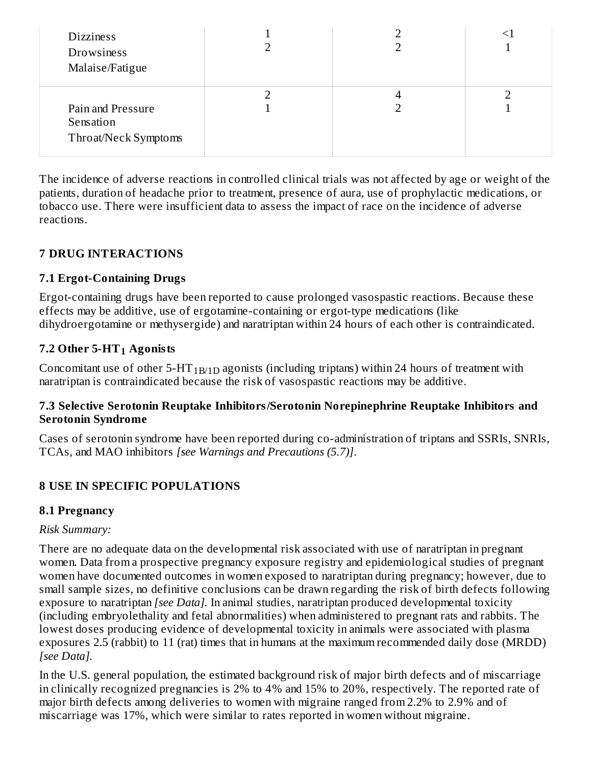| | | | |
|---|---|---|---|
| Dizziness<br>Drowsiness<br>Malaise/Fatigue | 1<br>2 | 2<br>2 | <1<br>1 |
| Pain and Pressure Sensation<br>Throat/Neck Symptoms | 2<br>1 | 4<br>2 | 2<br>1 |

The incidence of adverse reactions in controlled clinical trials was not affected by age or weight of the patients, duration of headache prior to treatment, presence of aura, use of prophylactic medications, or tobacco use. There were insufficient data to assess the impact of race on the incidence of adverse reactions.

## 7 DRUG INTERACTIONS

### 7.1 Ergot-Containing Drugs

Ergot-containing drugs have been reported to cause prolonged vasospastic reactions. Because these effects may be additive, use of ergotamine-containing or ergot-type medications (like dihydroergotamine or methysergide) and naratriptan within 24 hours of each other is contraindicated.

### 7.2 Other 5-$HT_1$ Agonists

Concomitant use of other 5-$HT_{1B/1D}$ agonists (including triptans) within 24 hours of treatment with naratriptan is contraindicated because the risk of vasospastic reactions may be additive.

### 7.3 Selective Serotonin Reuptake Inhibitors/Serotonin Norepinephrine Reuptake Inhibitors and Serotonin Syndrome

Cases of serotonin syndrome have been reported during co-administration of triptans and SSRIs, SNRIs, TCAs, and MAO inhibitors *[see Warnings and Precautions (5.7)]*.

## 8 USE IN SPECIFIC POPULATIONS

### 8.1 Pregnancy

*Risk Summary:*

There are no adequate data on the developmental risk associated with use of naratriptan in pregnant women. Data from a prospective pregnancy exposure registry and epidemiological studies of pregnant women have documented outcomes in women exposed to naratriptan during pregnancy; however, due to small sample sizes, no definitive conclusions can be drawn regarding the risk of birth defects following exposure to naratriptan *[see Data]*. In animal studies, naratriptan produced developmental toxicity (including embryolethality and fetal abnormalities) when administered to pregnant rats and rabbits. The lowest doses producing evidence of developmental toxicity in animals were associated with plasma exposures 2.5 (rabbit) to 11 (rat) times that in humans at the maximum recommended daily dose (MRDD) *[see Data]*.

In the U.S. general population, the estimated background risk of major birth defects and of miscarriage in clinically recognized pregnancies is 2% to 4% and 15% to 20%, respectively. The reported rate of major birth defects among deliveries to women with migraine ranged from 2.2% to 2.9% and of miscarriage was 17%, which were similar to rates reported in women without migraine.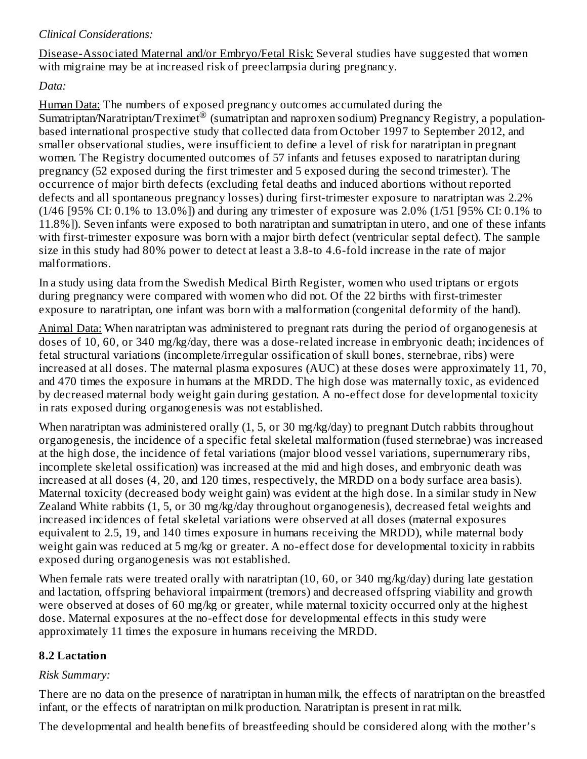*Clinical Considerations:*

Disease-Associated Maternal and/or Embryo/Fetal Risk: Several studies have suggested that women with migraine may be at increased risk of preeclampsia during pregnancy.

*Data:*

Human Data: The numbers of exposed pregnancy outcomes accumulated during the Sumatriptan/Naratriptan/Treximet® (sumatriptan and naproxen sodium) Pregnancy Registry, a population-based international prospective study that collected data from October 1997 to September 2012, and smaller observational studies, were insufficient to define a level of risk for naratriptan in pregnant women. The Registry documented outcomes of 57 infants and fetuses exposed to naratriptan during pregnancy (52 exposed during the first trimester and 5 exposed during the second trimester). The occurrence of major birth defects (excluding fetal deaths and induced abortions without reported defects and all spontaneous pregnancy losses) during first-trimester exposure to naratriptan was 2.2% (1/46 [95% CI: 0.1% to 13.0%]) and during any trimester of exposure was 2.0% (1/51 [95% CI: 0.1% to 11.8%]). Seven infants were exposed to both naratriptan and sumatriptan in utero, and one of these infants with first-trimester exposure was born with a major birth defect (ventricular septal defect). The sample size in this study had 80% power to detect at least a 3.8-to 4.6-fold increase in the rate of major malformations.

In a study using data from the Swedish Medical Birth Register, women who used triptans or ergots during pregnancy were compared with women who did not. Of the 22 births with first-trimester exposure to naratriptan, one infant was born with a malformation (congenital deformity of the hand).

Animal Data: When naratriptan was administered to pregnant rats during the period of organogenesis at doses of 10, 60, or 340 mg/kg/day, there was a dose-related increase in embryonic death; incidences of fetal structural variations (incomplete/irregular ossification of skull bones, sternebrae, ribs) were increased at all doses. The maternal plasma exposures (AUC) at these doses were approximately 11, 70, and 470 times the exposure in humans at the MRDD. The high dose was maternally toxic, as evidenced by decreased maternal body weight gain during gestation. A no-effect dose for developmental toxicity in rats exposed during organogenesis was not established.

When naratriptan was administered orally (1, 5, or 30 mg/kg/day) to pregnant Dutch rabbits throughout organogenesis, the incidence of a specific fetal skeletal malformation (fused sternebrae) was increased at the high dose, the incidence of fetal variations (major blood vessel variations, supernumerary ribs, incomplete skeletal ossification) was increased at the mid and high doses, and embryonic death was increased at all doses (4, 20, and 120 times, respectively, the MRDD on a body surface area basis). Maternal toxicity (decreased body weight gain) was evident at the high dose. In a similar study in New Zealand White rabbits (1, 5, or 30 mg/kg/day throughout organogenesis), decreased fetal weights and increased incidences of fetal skeletal variations were observed at all doses (maternal exposures equivalent to 2.5, 19, and 140 times exposure in humans receiving the MRDD), while maternal body weight gain was reduced at 5 mg/kg or greater. A no-effect dose for developmental toxicity in rabbits exposed during organogenesis was not established.

When female rats were treated orally with naratriptan (10, 60, or 340 mg/kg/day) during late gestation and lactation, offspring behavioral impairment (tremors) and decreased offspring viability and growth were observed at doses of 60 mg/kg or greater, while maternal toxicity occurred only at the highest dose. Maternal exposures at the no-effect dose for developmental effects in this study were approximately 11 times the exposure in humans receiving the MRDD.

## 8.2 Lactation

*Risk Summary:*

There are no data on the presence of naratriptan in human milk, the effects of naratriptan on the breastfed infant, or the effects of naratriptan on milk production. Naratriptan is present in rat milk.

The developmental and health benefits of breastfeeding should be considered along with the mother's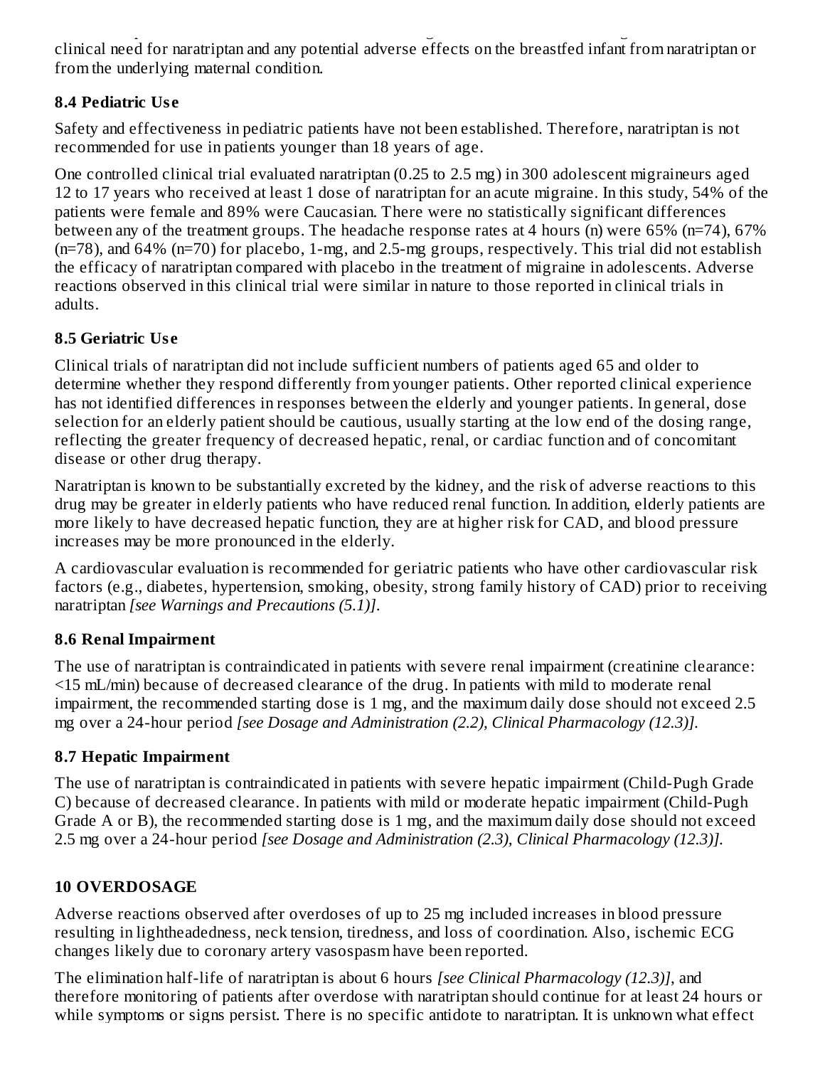clinical need for naratriptan and any potential adverse effects on the breastfed infant from naratriptan or from the underlying maternal condition.

### 8.4 Pediatric Use

Safety and effectiveness in pediatric patients have not been established. Therefore, naratriptan is not recommended for use in patients younger than 18 years of age.

One controlled clinical trial evaluated naratriptan (0.25 to 2.5 mg) in 300 adolescent migraineurs aged 12 to 17 years who received at least 1 dose of naratriptan for an acute migraine. In this study, 54% of the patients were female and 89% were Caucasian. There were no statistically significant differences between any of the treatment groups. The headache response rates at 4 hours (n) were 65% (n=74), 67% (n=78), and 64% (n=70) for placebo, 1-mg, and 2.5-mg groups, respectively. This trial did not establish the efficacy of naratriptan compared with placebo in the treatment of migraine in adolescents. Adverse reactions observed in this clinical trial were similar in nature to those reported in clinical trials in adults.

### 8.5 Geriatric Use

Clinical trials of naratriptan did not include sufficient numbers of patients aged 65 and older to determine whether they respond differently from younger patients. Other reported clinical experience has not identified differences in responses between the elderly and younger patients. In general, dose selection for an elderly patient should be cautious, usually starting at the low end of the dosing range, reflecting the greater frequency of decreased hepatic, renal, or cardiac function and of concomitant disease or other drug therapy.

Naratriptan is known to be substantially excreted by the kidney, and the risk of adverse reactions to this drug may be greater in elderly patients who have reduced renal function. In addition, elderly patients are more likely to have decreased hepatic function, they are at higher risk for CAD, and blood pressure increases may be more pronounced in the elderly.

A cardiovascular evaluation is recommended for geriatric patients who have other cardiovascular risk factors (e.g., diabetes, hypertension, smoking, obesity, strong family history of CAD) prior to receiving naratriptan *[see Warnings and Precautions (5.1)]*.

### 8.6 Renal Impairment

The use of naratriptan is contraindicated in patients with severe renal impairment (creatinine clearance: <15 mL/min) because of decreased clearance of the drug. In patients with mild to moderate renal impairment, the recommended starting dose is 1 mg, and the maximum daily dose should not exceed 2.5 mg over a 24-hour period *[see Dosage and Administration (2.2), Clinical Pharmacology (12.3)]*.

### 8.7 Hepatic Impairment

The use of naratriptan is contraindicated in patients with severe hepatic impairment (Child-Pugh Grade C) because of decreased clearance. In patients with mild or moderate hepatic impairment (Child-Pugh Grade A or B), the recommended starting dose is 1 mg, and the maximum daily dose should not exceed 2.5 mg over a 24-hour period *[see Dosage and Administration (2.3), Clinical Pharmacology (12.3)]*.

## 10 OVERDOSAGE

Adverse reactions observed after overdoses of up to 25 mg included increases in blood pressure resulting in lightheadedness, neck tension, tiredness, and loss of coordination. Also, ischemic ECG changes likely due to coronary artery vasospasm have been reported.

The elimination half-life of naratriptan is about 6 hours *[see Clinical Pharmacology (12.3)]*, and therefore monitoring of patients after overdose with naratriptan should continue for at least 24 hours or while symptoms or signs persist. There is no specific antidote to naratriptan. It is unknown what effect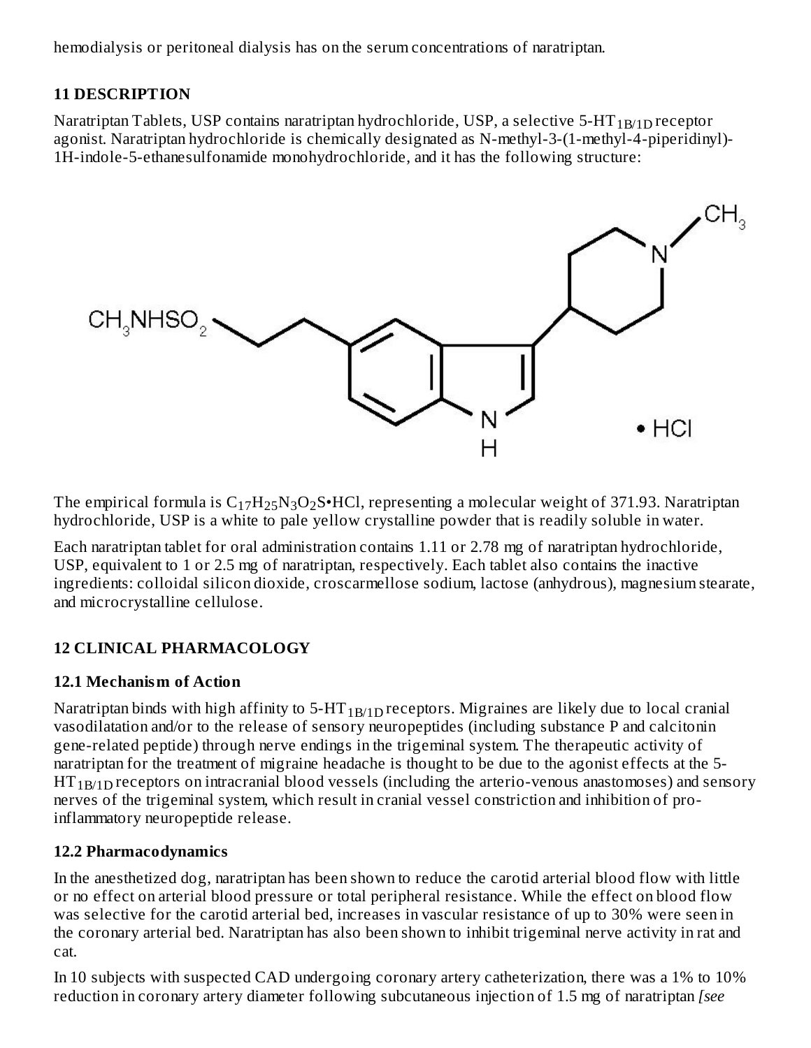hemodialysis or peritoneal dialysis has on the serum concentrations of naratriptan.

## 11 DESCRIPTION

Naratriptan Tablets, USP contains naratriptan hydrochloride, USP, a selective 5-$HT_{1B/1D}$ receptor agonist. Naratriptan hydrochloride is chemically designated as N-methyl-3-(1-methyl-4-piperidinyl)-1H-indole-5-ethanesulfonamide monohydrochloride, and it has the following structure:

The empirical formula is $C_{17}H_{25}N_3O_2S$•HCl, representing a molecular weight of 371.93. Naratriptan hydrochloride, USP is a white to pale yellow crystalline powder that is readily soluble in water.

Each naratriptan tablet for oral administration contains 1.11 or 2.78 mg of naratriptan hydrochloride, USP, equivalent to 1 or 2.5 mg of naratriptan, respectively. Each tablet also contains the inactive ingredients: colloidal silicon dioxide, croscarmellose sodium, lactose (anhydrous), magnesium stearate, and microcrystalline cellulose.

## 12 CLINICAL PHARMACOLOGY

### 12.1 Mechanism of Action

Naratriptan binds with high affinity to 5-$HT_{1B/1D}$ receptors. Migraines are likely due to local cranial vasodilatation and/or to the release of sensory neuropeptides (including substance P and calcitonin gene-related peptide) through nerve endings in the trigeminal system. The therapeutic activity of naratriptan for the treatment of migraine headache is thought to be due to the agonist effects at the 5-$HT_{1B/1D}$ receptors on intracranial blood vessels (including the arterio-venous anastomoses) and sensory nerves of the trigeminal system, which result in cranial vessel constriction and inhibition of pro-inflammatory neuropeptide release.

### 12.2 Pharmacodynamics

In the anesthetized dog, naratriptan has been shown to reduce the carotid arterial blood flow with little or no effect on arterial blood pressure or total peripheral resistance. While the effect on blood flow was selective for the carotid arterial bed, increases in vascular resistance of up to 30% were seen in the coronary arterial bed. Naratriptan has also been shown to inhibit trigeminal nerve activity in rat and cat.

In 10 subjects with suspected CAD undergoing coronary artery catheterization, there was a 1% to 10% reduction in coronary artery diameter following subcutaneous injection of 1.5 mg of naratriptan *[see*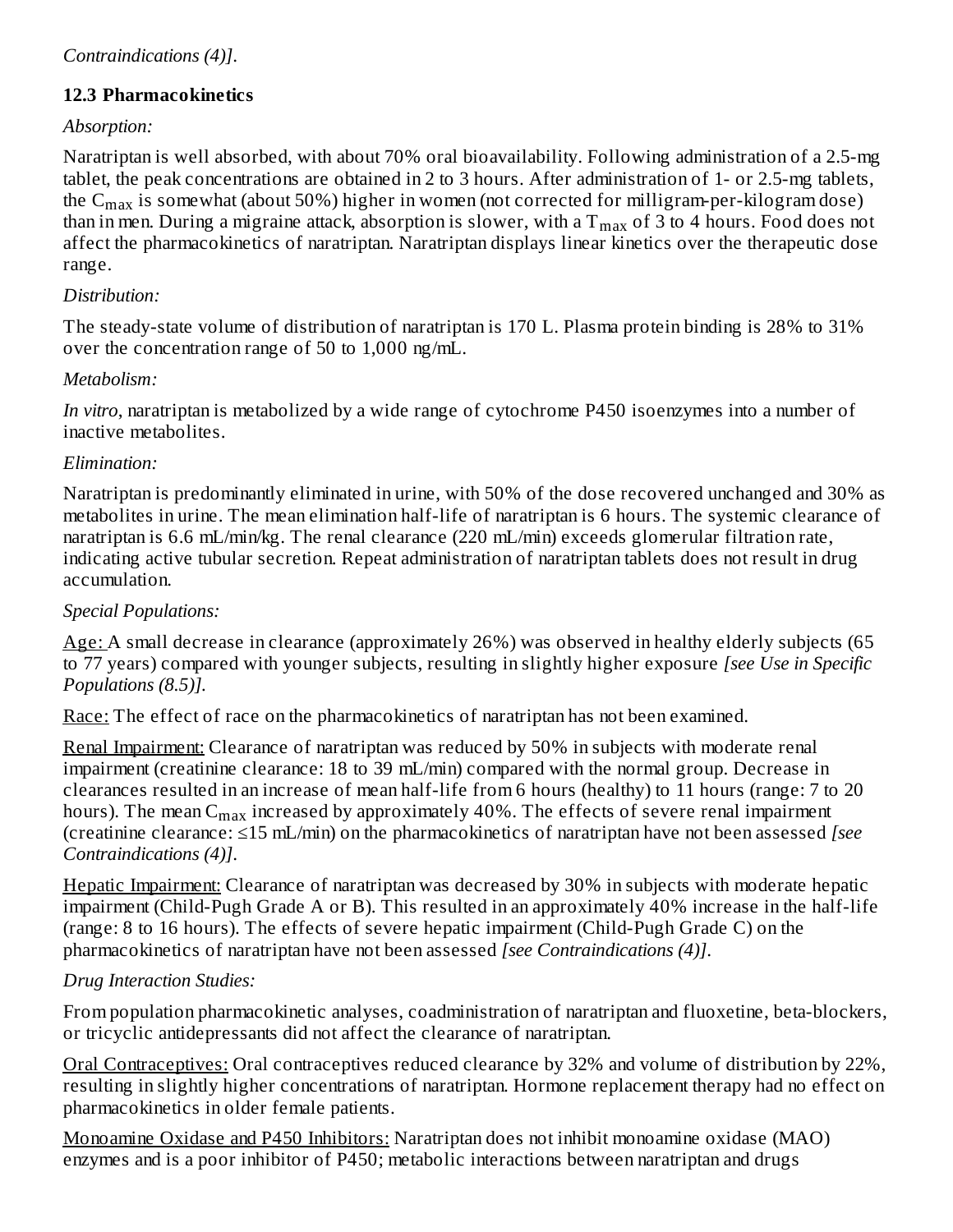*Contraindications (4)].*

### 12.3 Pharmacokinetics

*Absorption:*

Naratriptan is well absorbed, with about 70% oral bioavailability. Following administration of a 2.5-mg tablet, the peak concentrations are obtained in 2 to 3 hours. After administration of 1- or 2.5-mg tablets, the $C_{max}$ is somewhat (about 50%) higher in women (not corrected for milligram-per-kilogram dose) than in men. During a migraine attack, absorption is slower, with a $T_{max}$ of 3 to 4 hours. Food does not affect the pharmacokinetics of naratriptan. Naratriptan displays linear kinetics over the therapeutic dose range.

*Distribution:*

The steady-state volume of distribution of naratriptan is 170 L. Plasma protein binding is 28% to 31% over the concentration range of 50 to 1,000 ng/mL.

*Metabolism:*

*In vitro*, naratriptan is metabolized by a wide range of cytochrome P450 isoenzymes into a number of inactive metabolites.

*Elimination:*

Naratriptan is predominantly eliminated in urine, with 50% of the dose recovered unchanged and 30% as metabolites in urine. The mean elimination half-life of naratriptan is 6 hours. The systemic clearance of naratriptan is 6.6 mL/min/kg. The renal clearance (220 mL/min) exceeds glomerular filtration rate, indicating active tubular secretion. Repeat administration of naratriptan tablets does not result in drug accumulation.

*Special Populations:*

Age: A small decrease in clearance (approximately 26%) was observed in healthy elderly subjects (65 to 77 years) compared with younger subjects, resulting in slightly higher exposure *[see Use in Specific Populations (8.5)].*

Race: The effect of race on the pharmacokinetics of naratriptan has not been examined.

Renal Impairment: Clearance of naratriptan was reduced by 50% in subjects with moderate renal impairment (creatinine clearance: 18 to 39 mL/min) compared with the normal group. Decrease in clearances resulted in an increase of mean half-life from 6 hours (healthy) to 11 hours (range: 7 to 20 hours). The mean $C_{max}$ increased by approximately 40%. The effects of severe renal impairment (creatinine clearance: ≤15 mL/min) on the pharmacokinetics of naratriptan have not been assessed *[see Contraindications (4)].*

Hepatic Impairment: Clearance of naratriptan was decreased by 30% in subjects with moderate hepatic impairment (Child-Pugh Grade A or B). This resulted in an approximately 40% increase in the half-life (range: 8 to 16 hours). The effects of severe hepatic impairment (Child-Pugh Grade C) on the pharmacokinetics of naratriptan have not been assessed *[see Contraindications (4)].*

*Drug Interaction Studies:*

From population pharmacokinetic analyses, coadministration of naratriptan and fluoxetine, beta-blockers, or tricyclic antidepressants did not affect the clearance of naratriptan.

Oral Contraceptives: Oral contraceptives reduced clearance by 32% and volume of distribution by 22%, resulting in slightly higher concentrations of naratriptan. Hormone replacement therapy had no effect on pharmacokinetics in older female patients.

Monoamine Oxidase and P450 Inhibitors: Naratriptan does not inhibit monoamine oxidase (MAO) enzymes and is a poor inhibitor of P450; metabolic interactions between naratriptan and drugs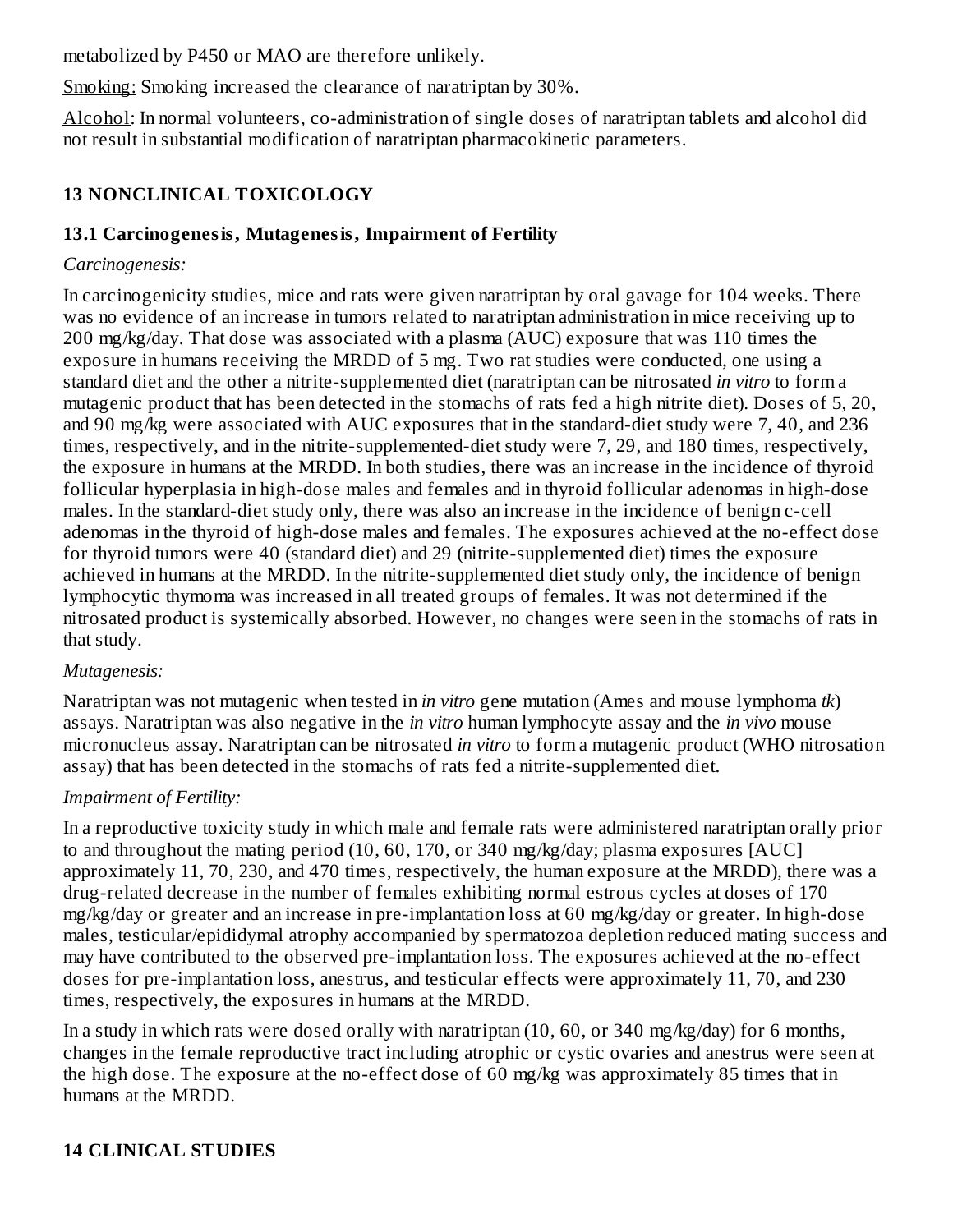metabolized by P450 or MAO are therefore unlikely.

Smoking: Smoking increased the clearance of naratriptan by 30%.

Alcohol: In normal volunteers, co-administration of single doses of naratriptan tablets and alcohol did not result in substantial modification of naratriptan pharmacokinetic parameters.

## 13 NONCLINICAL TOXICOLOGY

### 13.1 Carcinogenesis, Mutagenesis, Impairment of Fertility

*Carcinogenesis:*

In carcinogenicity studies, mice and rats were given naratriptan by oral gavage for 104 weeks. There was no evidence of an increase in tumors related to naratriptan administration in mice receiving up to 200 mg/kg/day. That dose was associated with a plasma (AUC) exposure that was 110 times the exposure in humans receiving the MRDD of 5 mg. Two rat studies were conducted, one using a standard diet and the other a nitrite-supplemented diet (naratriptan can be nitrosated *in vitro* to form a mutagenic product that has been detected in the stomachs of rats fed a high nitrite diet). Doses of 5, 20, and 90 mg/kg were associated with AUC exposures that in the standard-diet study were 7, 40, and 236 times, respectively, and in the nitrite-supplemented-diet study were 7, 29, and 180 times, respectively, the exposure in humans at the MRDD. In both studies, there was an increase in the incidence of thyroid follicular hyperplasia in high-dose males and females and in thyroid follicular adenomas in high-dose males. In the standard-diet study only, there was also an increase in the incidence of benign c-cell adenomas in the thyroid of high-dose males and females. The exposures achieved at the no-effect dose for thyroid tumors were 40 (standard diet) and 29 (nitrite-supplemented diet) times the exposure achieved in humans at the MRDD. In the nitrite-supplemented diet study only, the incidence of benign lymphocytic thymoma was increased in all treated groups of females. It was not determined if the nitrosated product is systemically absorbed. However, no changes were seen in the stomachs of rats in that study.

*Mutagenesis:*

Naratriptan was not mutagenic when tested in *in vitro* gene mutation (Ames and mouse lymphoma *tk*) assays. Naratriptan was also negative in the *in vitro* human lymphocyte assay and the *in vivo* mouse micronucleus assay. Naratriptan can be nitrosated *in vitro* to form a mutagenic product (WHO nitrosation assay) that has been detected in the stomachs of rats fed a nitrite-supplemented diet.

*Impairment of Fertility:*

In a reproductive toxicity study in which male and female rats were administered naratriptan orally prior to and throughout the mating period (10, 60, 170, or 340 mg/kg/day; plasma exposures [AUC] approximately 11, 70, 230, and 470 times, respectively, the human exposure at the MRDD), there was a drug-related decrease in the number of females exhibiting normal estrous cycles at doses of 170 mg/kg/day or greater and an increase in pre-implantation loss at 60 mg/kg/day or greater. In high-dose males, testicular/epididymal atrophy accompanied by spermatozoa depletion reduced mating success and may have contributed to the observed pre-implantation loss. The exposures achieved at the no-effect doses for pre-implantation loss, anestrus, and testicular effects were approximately 11, 70, and 230 times, respectively, the exposures in humans at the MRDD.

In a study in which rats were dosed orally with naratriptan (10, 60, or 340 mg/kg/day) for 6 months, changes in the female reproductive tract including atrophic or cystic ovaries and anestrus were seen at the high dose. The exposure at the no-effect dose of 60 mg/kg was approximately 85 times that in humans at the MRDD.

## 14 CLINICAL STUDIES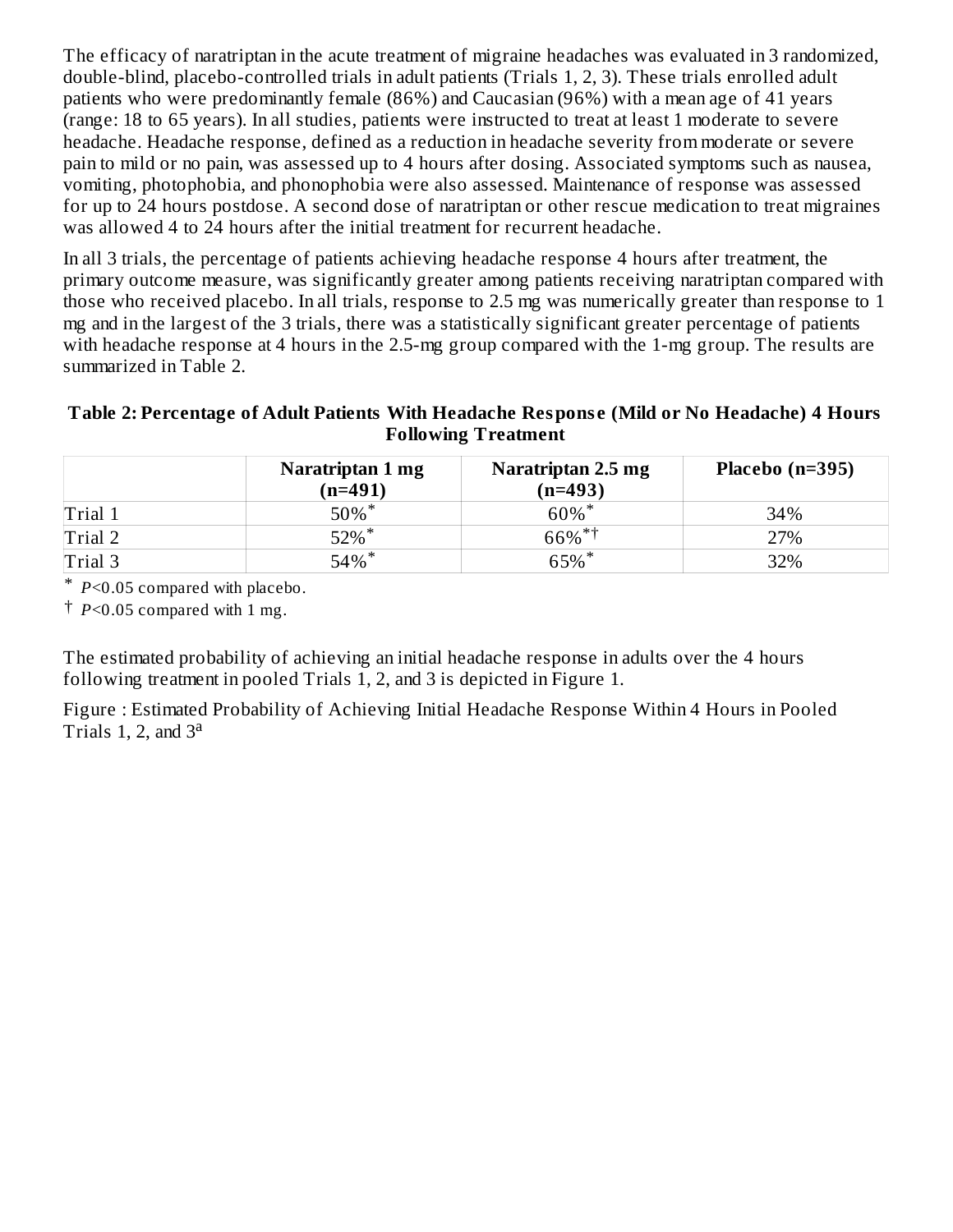The efficacy of naratriptan in the acute treatment of migraine headaches was evaluated in 3 randomized, double-blind, placebo-controlled trials in adult patients (Trials 1, 2, 3). These trials enrolled adult patients who were predominantly female (86%) and Caucasian (96%) with a mean age of 41 years (range: 18 to 65 years). In all studies, patients were instructed to treat at least 1 moderate to severe headache. Headache response, defined as a reduction in headache severity from moderate or severe pain to mild or no pain, was assessed up to 4 hours after dosing. Associated symptoms such as nausea, vomiting, photophobia, and phonophobia were also assessed. Maintenance of response was assessed for up to 24 hours postdose. A second dose of naratriptan or other rescue medication to treat migraines was allowed 4 to 24 hours after the initial treatment for recurrent headache.

In all 3 trials, the percentage of patients achieving headache response 4 hours after treatment, the primary outcome measure, was significantly greater among patients receiving naratriptan compared with those who received placebo. In all trials, response to 2.5 mg was numerically greater than response to 1 mg and in the largest of the 3 trials, there was a statistically significant greater percentage of patients with headache response at 4 hours in the 2.5-mg group compared with the 1-mg group. The results are summarized in Table 2.

**Table 2: Percentage of Adult Patients With Headache Response (Mild or No Headache) 4 Hours Following Treatment**

| | Naratriptan 1 mg (n=491) | Naratriptan 2.5 mg (n=493) | Placebo (n=395) |
|---|---|---|---|
| Trial 1 | 50%* | 60%* | 34% |
| Trial 2 | 52%* | 66%*† | 27% |
| Trial 3 | 54%* | 65%* | 32% |

\* $P<0.05$ compared with placebo.

† $P<0.05$ compared with 1 mg.

The estimated probability of achieving an initial headache response in adults over the 4 hours following treatment in pooled Trials 1, 2, and 3 is depicted in Figure 1.

Figure : Estimated Probability of Achieving Initial Headache Response Within 4 Hours in Pooled Trials 1, 2, and 3[a]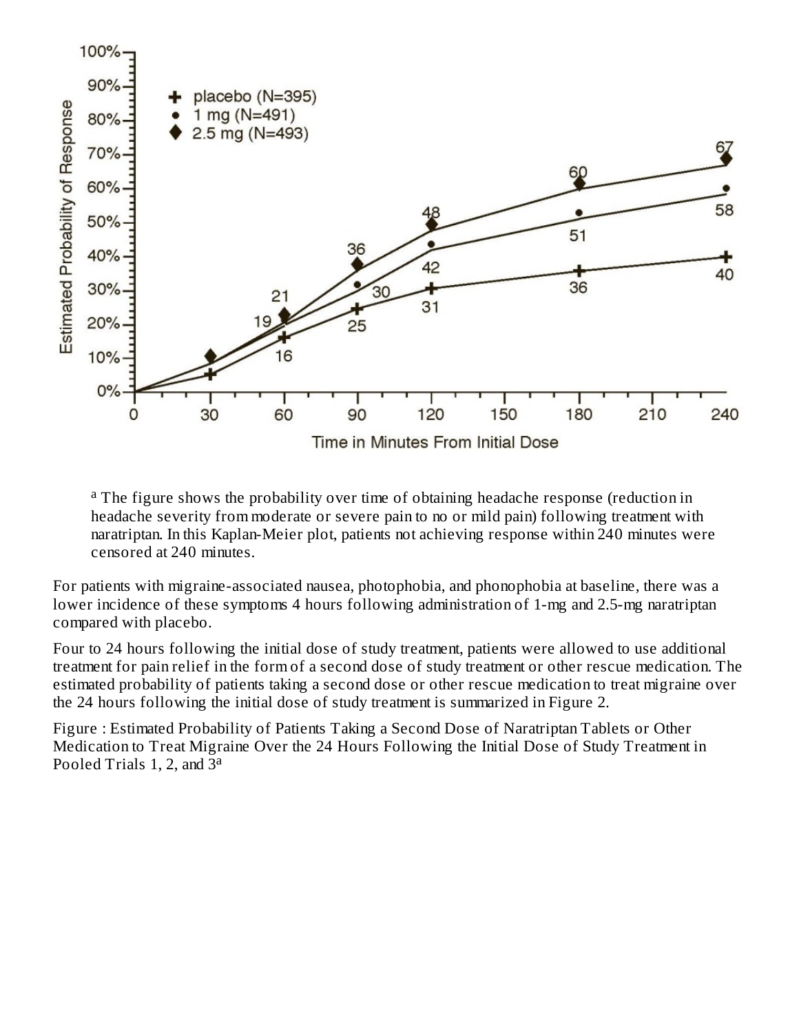[a] The figure shows the probability over time of obtaining headache response (reduction in headache severity from moderate or severe pain to no or mild pain) following treatment with naratriptan. In this Kaplan-Meier plot, patients not achieving response within 240 minutes were censored at 240 minutes.

For patients with migraine-associated nausea, photophobia, and phonophobia at baseline, there was a lower incidence of these symptoms 4 hours following administration of 1-mg and 2.5-mg naratriptan compared with placebo.

Four to 24 hours following the initial dose of study treatment, patients were allowed to use additional treatment for pain relief in the form of a second dose of study treatment or other rescue medication. The estimated probability of patients taking a second dose or other rescue medication to treat migraine over the 24 hours following the initial dose of study treatment is summarized in Figure 2.

Figure : Estimated Probability of Patients Taking a Second Dose of Naratriptan Tablets or Other Medication to Treat Migraine Over the 24 Hours Following the Initial Dose of Study Treatment in Pooled Trials 1, 2, and 3[a]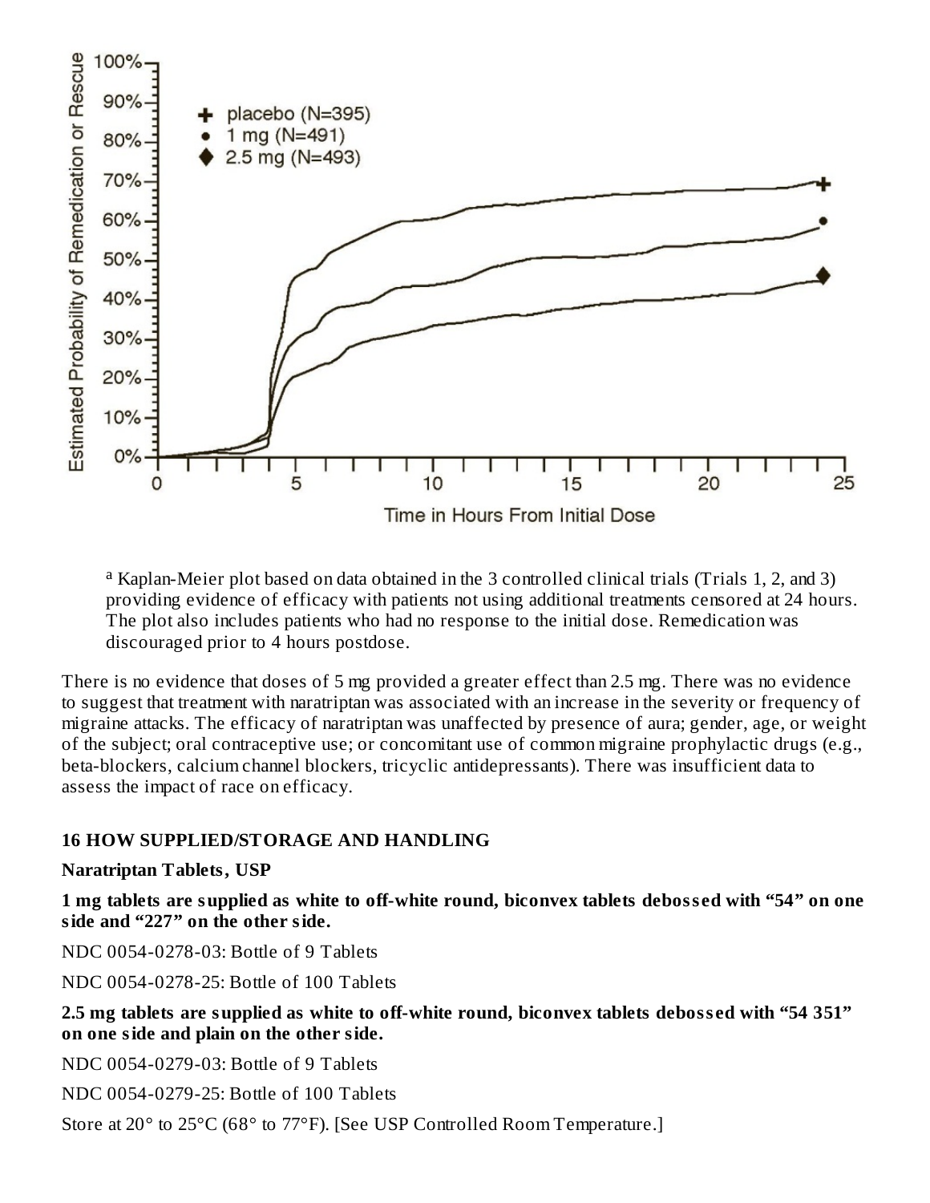[a] Kaplan-Meier plot based on data obtained in the 3 controlled clinical trials (Trials 1, 2, and 3) providing evidence of efficacy with patients not using additional treatments censored at 24 hours. The plot also includes patients who had no response to the initial dose. Remedication was discouraged prior to 4 hours postdose.

There is no evidence that doses of 5 mg provided a greater effect than 2.5 mg. There was no evidence to suggest that treatment with naratriptan was associated with an increase in the severity or frequency of migraine attacks. The efficacy of naratriptan was unaffected by presence of aura; gender, age, or weight of the subject; oral contraceptive use; or concomitant use of common migraine prophylactic drugs (e.g., beta-blockers, calcium channel blockers, tricyclic antidepressants). There was insufficient data to assess the impact of race on efficacy.

## 16 HOW SUPPLIED/STORAGE AND HANDLING

**Naratriptan Tablets, USP**

**1 mg tablets are supplied as white to off-white round, biconvex tablets debossed with “54” on one side and “227” on the other side.**

NDC 0054-0278-03: Bottle of 9 Tablets

NDC 0054-0278-25: Bottle of 100 Tablets

**2.5 mg tablets are supplied as white to off-white round, biconvex tablets debossed with “54 351” on one side and plain on the other side.**

NDC 0054-0279-03: Bottle of 9 Tablets

NDC 0054-0279-25: Bottle of 100 Tablets

Store at 20° to 25°C (68° to 77°F). [See USP Controlled Room Temperature.]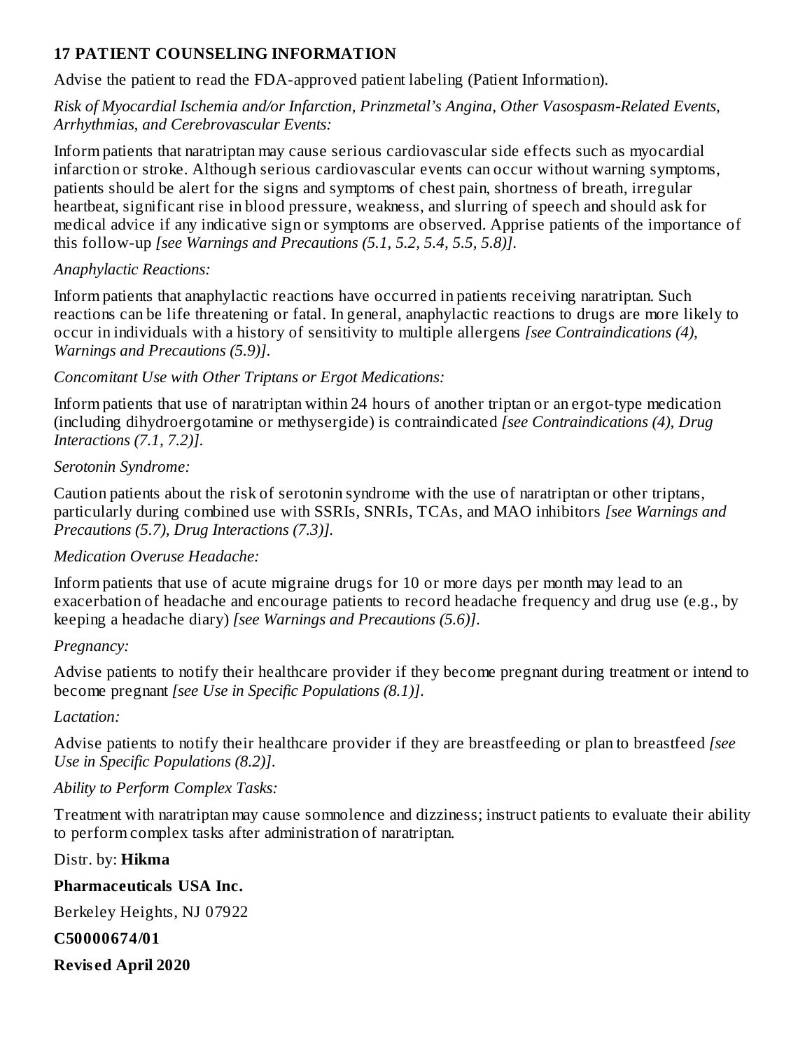## 17 PATIENT COUNSELING INFORMATION

Advise the patient to read the FDA-approved patient labeling (Patient Information).

*Risk of Myocardial Ischemia and/or Infarction, Prinzmetal's Angina, Other Vasospasm-Related Events, Arrhythmias, and Cerebrovascular Events:*

Inform patients that naratriptan may cause serious cardiovascular side effects such as myocardial infarction or stroke. Although serious cardiovascular events can occur without warning symptoms, patients should be alert for the signs and symptoms of chest pain, shortness of breath, irregular heartbeat, significant rise in blood pressure, weakness, and slurring of speech and should ask for medical advice if any indicative sign or symptoms are observed. Apprise patients of the importance of this follow-up *[see Warnings and Precautions (5.1, 5.2, 5.4, 5.5, 5.8)]*.

*Anaphylactic Reactions:*

Inform patients that anaphylactic reactions have occurred in patients receiving naratriptan. Such reactions can be life threatening or fatal. In general, anaphylactic reactions to drugs are more likely to occur in individuals with a history of sensitivity to multiple allergens *[see Contraindications (4), Warnings and Precautions (5.9)]*.

*Concomitant Use with Other Triptans or Ergot Medications:*

Inform patients that use of naratriptan within 24 hours of another triptan or an ergot-type medication (including dihydroergotamine or methysergide) is contraindicated *[see Contraindications (4), Drug Interactions (7.1, 7.2)]*.

*Serotonin Syndrome:*

Caution patients about the risk of serotonin syndrome with the use of naratriptan or other triptans, particularly during combined use with SSRIs, SNRIs, TCAs, and MAO inhibitors *[see Warnings and Precautions (5.7), Drug Interactions (7.3)]*.

*Medication Overuse Headache:*

Inform patients that use of acute migraine drugs for 10 or more days per month may lead to an exacerbation of headache and encourage patients to record headache frequency and drug use (e.g., by keeping a headache diary) *[see Warnings and Precautions (5.6)]*.

*Pregnancy:*

Advise patients to notify their healthcare provider if they become pregnant during treatment or intend to become pregnant *[see Use in Specific Populations (8.1)]*.

*Lactation:*

Advise patients to notify their healthcare provider if they are breastfeeding or plan to breastfeed *[see Use in Specific Populations (8.2)]*.

*Ability to Perform Complex Tasks:*

Treatment with naratriptan may cause somnolence and dizziness; instruct patients to evaluate their ability to perform complex tasks after administration of naratriptan.

Distr. by: **Hikma**

**Pharmaceuticals USA Inc.**

Berkeley Heights, NJ 07922

**C50000674/01**

**Revised April 2020**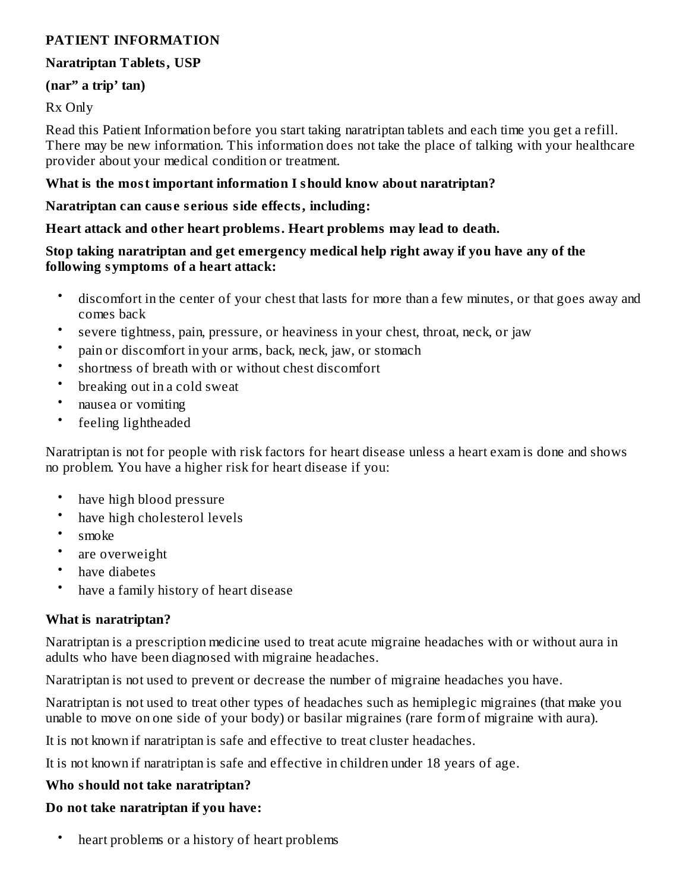**PATIENT INFORMATION**

**Naratriptan Tablets, USP**

**(nar" a trip' tan)**

Rx Only

Read this Patient Information before you start taking naratriptan tablets and each time you get a refill. There may be new information. This information does not take the place of talking with your healthcare provider about your medical condition or treatment.

**What is the most important information I should know about naratriptan?**

**Naratriptan can cause serious side effects, including:**

**Heart attack and other heart problems. Heart problems may lead to death.**

**Stop taking naratriptan and get emergency medical help right away if you have any of the following symptoms of a heart attack:**

- discomfort in the center of your chest that lasts for more than a few minutes, or that goes away and comes back
- severe tightness, pain, pressure, or heaviness in your chest, throat, neck, or jaw
- pain or discomfort in your arms, back, neck, jaw, or stomach
- shortness of breath with or without chest discomfort
- breaking out in a cold sweat
- nausea or vomiting
- feeling lightheaded

Naratriptan is not for people with risk factors for heart disease unless a heart exam is done and shows no problem. You have a higher risk for heart disease if you:

- have high blood pressure
- have high cholesterol levels
- smoke
- are overweight
- have diabetes
- have a family history of heart disease

**What is naratriptan?**

Naratriptan is a prescription medicine used to treat acute migraine headaches with or without aura in adults who have been diagnosed with migraine headaches.

Naratriptan is not used to prevent or decrease the number of migraine headaches you have.

Naratriptan is not used to treat other types of headaches such as hemiplegic migraines (that make you unable to move on one side of your body) or basilar migraines (rare form of migraine with aura).

It is not known if naratriptan is safe and effective to treat cluster headaches.

It is not known if naratriptan is safe and effective in children under 18 years of age.

**Who should not take naratriptan?**

**Do not take naratriptan if you have:**

- heart problems or a history of heart problems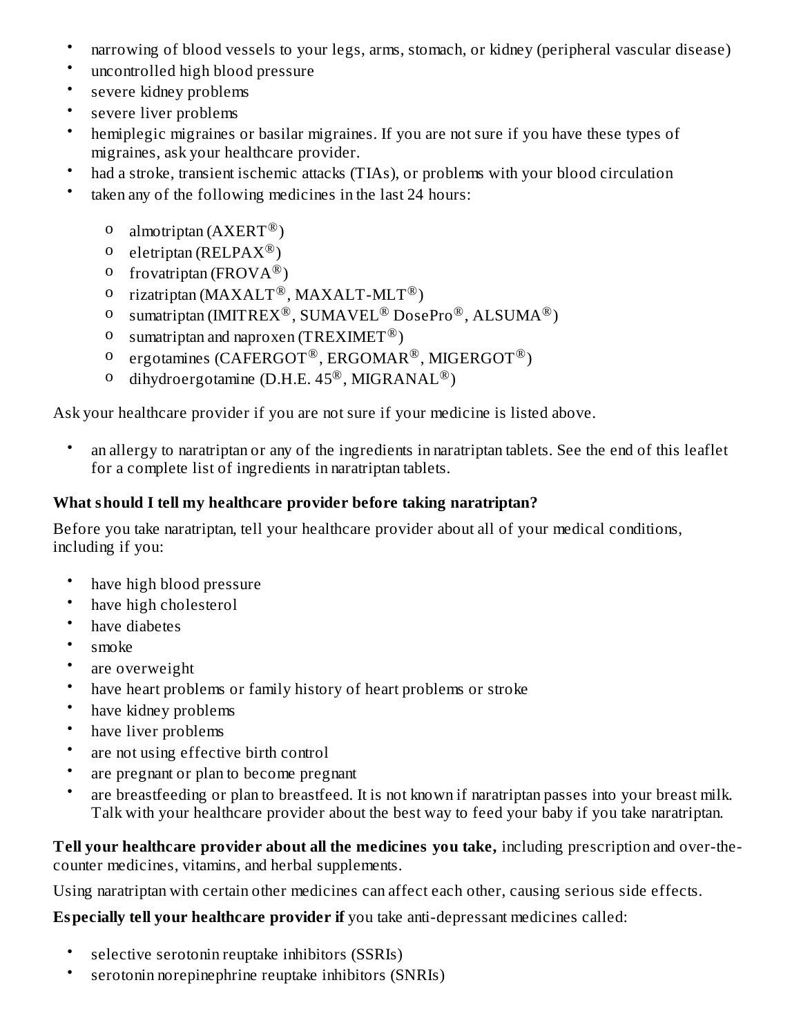- narrowing of blood vessels to your legs, arms, stomach, or kidney (peripheral vascular disease)
- uncontrolled high blood pressure
- severe kidney problems
- severe liver problems
- hemiplegic migraines or basilar migraines. If you are not sure if you have these types of migraines, ask your healthcare provider.
- had a stroke, transient ischemic attacks (TIAs), or problems with your blood circulation
- taken any of the following medicines in the last 24 hours:
  - almotriptan (AXERT®)
  - eletriptan (RELPAX®)
  - frovatriptan (FROVA®)
  - rizatriptan (MAXALT®, MAXALT-MLT®)
  - sumatriptan (IMITREX®, SUMAVEL® DosePro®, ALSUMA®)
  - sumatriptan and naproxen (TREXIMET®)
  - ergotamines (CAFERGOT®, ERGOMAR®, MIGERGOT®)
  - dihydroergotamine (D.H.E. 45®, MIGRANAL®)

Ask your healthcare provider if you are not sure if your medicine is listed above.

- an allergy to naratriptan or any of the ingredients in naratriptan tablets. See the end of this leaflet for a complete list of ingredients in naratriptan tablets.

**What should I tell my healthcare provider before taking naratriptan?**

Before you take naratriptan, tell your healthcare provider about all of your medical conditions, including if you:

- have high blood pressure
- have high cholesterol
- have diabetes
- smoke
- are overweight
- have heart problems or family history of heart problems or stroke
- have kidney problems
- have liver problems
- are not using effective birth control
- are pregnant or plan to become pregnant
- are breastfeeding or plan to breastfeed. It is not known if naratriptan passes into your breast milk. Talk with your healthcare provider about the best way to feed your baby if you take naratriptan.

**Tell your healthcare provider about all the medicines you take,** including prescription and over-the-counter medicines, vitamins, and herbal supplements.

Using naratriptan with certain other medicines can affect each other, causing serious side effects.

**Especially tell your healthcare provider if** you take anti-depressant medicines called:

- selective serotonin reuptake inhibitors (SSRIs)
- serotonin norepinephrine reuptake inhibitors (SNRIs)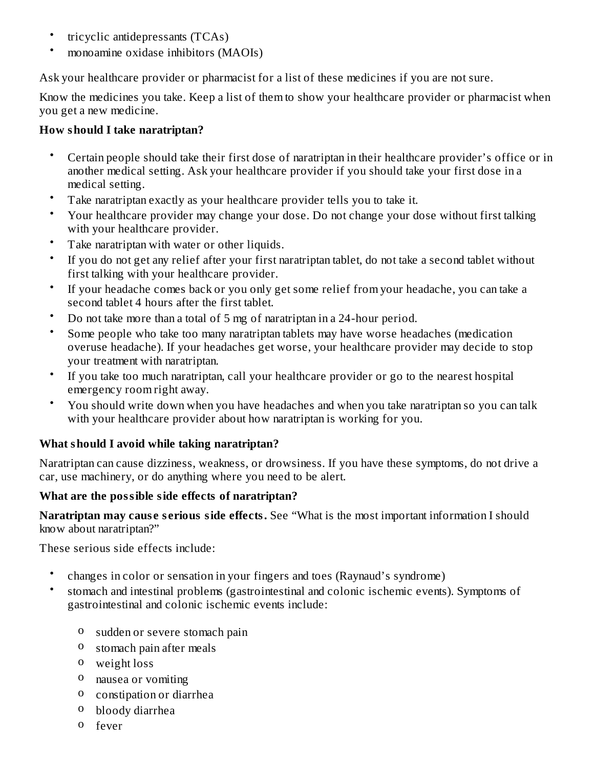- tricyclic antidepressants (TCAs)
- monoamine oxidase inhibitors (MAOIs)

Ask your healthcare provider or pharmacist for a list of these medicines if you are not sure.

Know the medicines you take. Keep a list of them to show your healthcare provider or pharmacist when you get a new medicine.

**How should I take naratriptan?**

- Certain people should take their first dose of naratriptan in their healthcare provider's office or in another medical setting. Ask your healthcare provider if you should take your first dose in a medical setting.
- Take naratriptan exactly as your healthcare provider tells you to take it.
- Your healthcare provider may change your dose. Do not change your dose without first talking with your healthcare provider.
- Take naratriptan with water or other liquids.
- If you do not get any relief after your first naratriptan tablet, do not take a second tablet without first talking with your healthcare provider.
- If your headache comes back or you only get some relief from your headache, you can take a second tablet 4 hours after the first tablet.
- Do not take more than a total of 5 mg of naratriptan in a 24-hour period.
- Some people who take too many naratriptan tablets may have worse headaches (medication overuse headache). If your headaches get worse, your healthcare provider may decide to stop your treatment with naratriptan.
- If you take too much naratriptan, call your healthcare provider or go to the nearest hospital emergency room right away.
- You should write down when you have headaches and when you take naratriptan so you can talk with your healthcare provider about how naratriptan is working for you.

**What should I avoid while taking naratriptan?**

Naratriptan can cause dizziness, weakness, or drowsiness. If you have these symptoms, do not drive a car, use machinery, or do anything where you need to be alert.

**What are the possible side effects of naratriptan?**

**Naratriptan may cause serious side effects.** See "What is the most important information I should know about naratriptan?"

These serious side effects include:

- changes in color or sensation in your fingers and toes (Raynaud's syndrome)
- stomach and intestinal problems (gastrointestinal and colonic ischemic events). Symptoms of gastrointestinal and colonic ischemic events include:
    - sudden or severe stomach pain
    - stomach pain after meals
    - weight loss
    - nausea or vomiting
    - constipation or diarrhea
    - bloody diarrhea
    - fever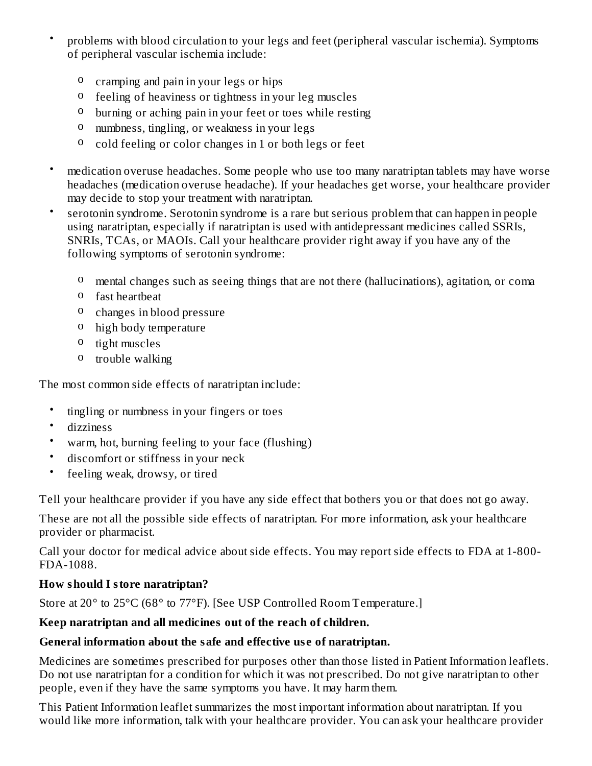- problems with blood circulation to your legs and feet (peripheral vascular ischemia). Symptoms of peripheral vascular ischemia include:
    - cramping and pain in your legs or hips
    - feeling of heaviness or tightness in your leg muscles
    - burning or aching pain in your feet or toes while resting
    - numbness, tingling, or weakness in your legs
    - cold feeling or color changes in 1 or both legs or feet
- medication overuse headaches. Some people who use too many naratriptan tablets may have worse headaches (medication overuse headache). If your headaches get worse, your healthcare provider may decide to stop your treatment with naratriptan.
- serotonin syndrome. Serotonin syndrome is a rare but serious problem that can happen in people using naratriptan, especially if naratriptan is used with antidepressant medicines called SSRIs, SNRIs, TCAs, or MAOIs. Call your healthcare provider right away if you have any of the following symptoms of serotonin syndrome:
    - mental changes such as seeing things that are not there (hallucinations), agitation, or coma
    - fast heartbeat
    - changes in blood pressure
    - high body temperature
    - tight muscles
    - trouble walking

The most common side effects of naratriptan include:

- tingling or numbness in your fingers or toes
- dizziness
- warm, hot, burning feeling to your face (flushing)
- discomfort or stiffness in your neck
- feeling weak, drowsy, or tired

Tell your healthcare provider if you have any side effect that bothers you or that does not go away.

These are not all the possible side effects of naratriptan. For more information, ask your healthcare provider or pharmacist.

Call your doctor for medical advice about side effects. You may report side effects to FDA at 1-800-FDA-1088.

**How should I store naratriptan?**

Store at 20° to 25°C (68° to 77°F). [See USP Controlled Room Temperature.]

**Keep naratriptan and all medicines out of the reach of children.**

**General information about the safe and effective use of naratriptan.**

Medicines are sometimes prescribed for purposes other than those listed in Patient Information leaflets. Do not use naratriptan for a condition for which it was not prescribed. Do not give naratriptan to other people, even if they have the same symptoms you have. It may harm them.

This Patient Information leaflet summarizes the most important information about naratriptan. If you would like more information, talk with your healthcare provider. You can ask your healthcare provider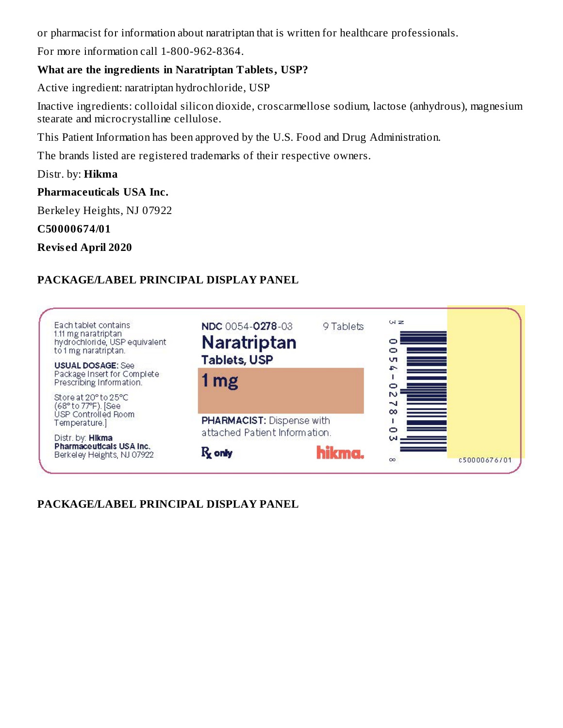or pharmacist for information about naratriptan that is written for healthcare professionals.

For more information call 1-800-962-8364.

**What are the ingredients in Naratriptan Tablets, USP?**

Active ingredient: naratriptan hydrochloride, USP

Inactive ingredients: colloidal silicon dioxide, croscarmellose sodium, lactose (anhydrous), magnesium stearate and microcrystalline cellulose.

This Patient Information has been approved by the U.S. Food and Drug Administration.

The brands listed are registered trademarks of their respective owners.

Distr. by: **Hikma**

**Pharmaceuticals USA Inc.**

Berkeley Heights, NJ 07922

**C50000674/01**

**Revised April 2020**

**PACKAGE/LABEL PRINCIPAL DISPLAY PANEL**

Each tablet contains 1.11 mg naratriptan hydrochloride, USP equivalent to 1 mg naratriptan.

**USUAL DOSAGE:** See Package Insert for Complete Prescribing Information.

Store at 20° to 25°C (68° to 77°F). [See USP Controlled Room Temperature.]

Distr. by: **Hikma Pharmaceuticals USA Inc.** Berkeley Heights, NJ 07922

**NDC** 0054-**0278**-03 9 Tablets

**Naratriptan Tablets, USP**

**1 mg**

**PHARMACIST:** Dispense with attached Patient Information.

℞ only

hikma.

N 3 0054-0278-03 8

c50000676/01

**PACKAGE/LABEL PRINCIPAL DISPLAY PANEL**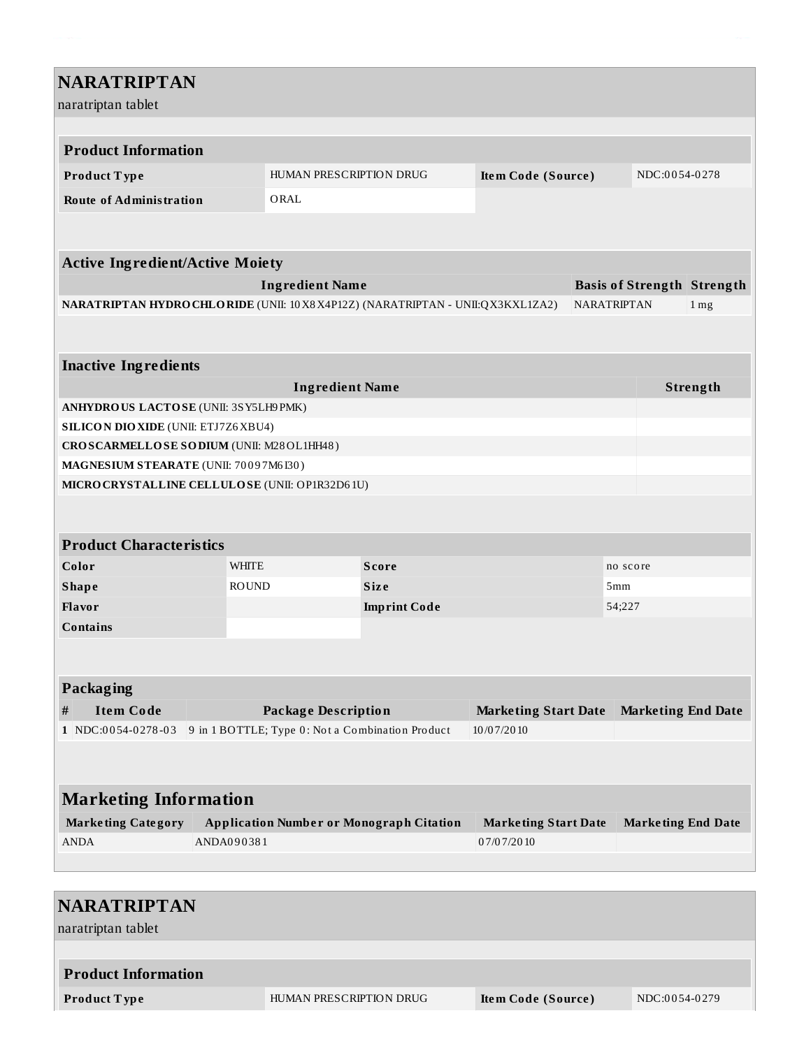# NARATRIPTAN

naratriptan tablet

| **Product Information** | | | |
|---|---|---|---|
| **Product Type** | HUMAN PRESCRIPTION DRUG | **Item Code (Source)** | NDC:0054-0278 |
| **Route of Administration** | ORAL | | |

| **Active Ingredient/Active Moiety** | | |
|---|---|---|
| **Ingredient Name** | **Basis of Strength** | **Strength** |
| **NARATRIPTAN HYDROCHLORIDE** (UNII: 10X8X4P12Z) (NARATRIPTAN - UNII:QX3KXL1ZA2) | NARATRIPTAN | 1 mg |

| **Inactive Ingredients** | |
|---|---|
| **Ingredient Name** | **Strength** |
| **ANHYDROUS LACTOSE** (UNII: 3SY5LH9PMK) | |
| **SILICON DIOXIDE** (UNII: ETJ7Z6XBU4) | |
| **CROSCARMELLOSE SODIUM** (UNII: M28OL1HH48) | |
| **MAGNESIUM STEARATE** (UNII: 70097M6I30) | |
| **MICROCRYSTALLINE CELLULOSE** (UNII: OP1R32D61U) | |

| **Product Characteristics** | | | |
|---|---|---|---|
| **Color** | WHITE | **Score** | no score |
| **Shape** | ROUND | **Size** | 5mm |
| **Flavor** | | **Imprint Code** | 54;227 |
| **Contains** | | | |

| **Packaging** | | | | |
|---|---|---|---|---|
| **#** | **Item Code** | **Package Description** | **Marketing Start Date** | **Marketing End Date** |
| 1 | NDC:0054-0278-03 | 9 in 1 BOTTLE; Type 0: Not a Combination Product | 10/07/2010 | |

| **Marketing Information** | | | |
|---|---|---|---|
| **Marketing Category** | **Application Number or Monograph Citation** | **Marketing Start Date** | **Marketing End Date** |
| ANDA | ANDA090381 | 07/07/2010 | |

# NARATRIPTAN

naratriptan tablet

| **Product Information** | | | |
|---|---|---|---|
| **Product Type** | HUMAN PRESCRIPTION DRUG | **Item Code (Source)** | NDC:0054-0279 |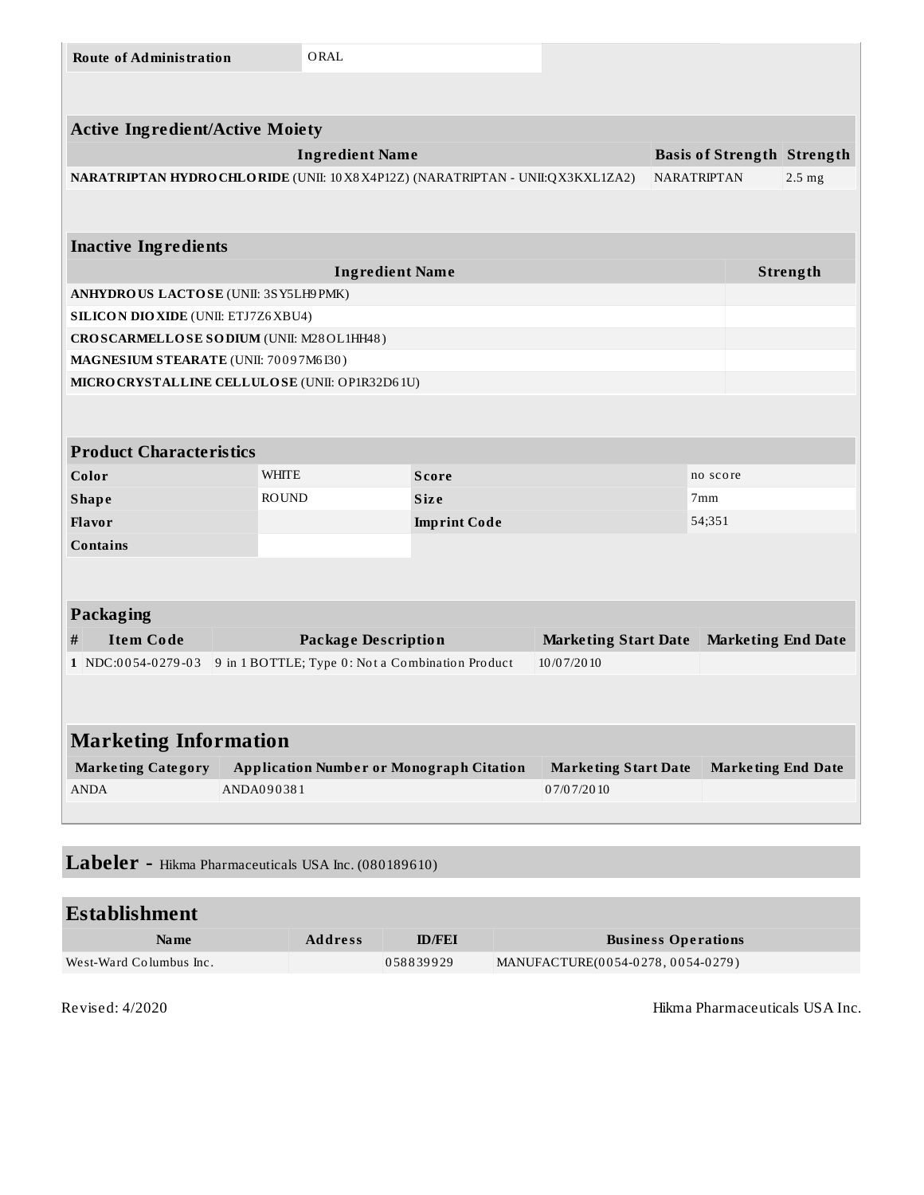| Route of Administration | ORAL |
|---|---|

### Active Ingredient/Active Moiety

| Ingredient Name | Basis of Strength | Strength |
|---|---|---|
| **NARATRIPTAN HYDROCHLORIDE** (UNII: 10X8X4P12Z) (NARATRIPTAN - UNII:QX3KXL1ZA2) | NARATRIPTAN | 2.5 mg |

### Inactive Ingredients

| Ingredient Name | Strength |
|---|---|
| **ANHYDROUS LACTOSE** (UNII: 3SY5LH9PMK) | |
| **SILICON DIOXIDE** (UNII: ETJ7Z6XBU4) | |
| **CROSCARMELLOSE SODIUM** (UNII: M28OL1HH48) | |
| **MAGNESIUM STEARATE** (UNII: 70097M6I30) | |
| **MICROCRYSTALLINE CELLULOSE** (UNII: OP1R32D61U) | |

### Product Characteristics

| | | | |
|---|---|---|---|
| **Color** | WHITE | **Score** | no score |
| **Shape** | ROUND | **Size** | 7mm |
| **Flavor** | | **Imprint Code** | 54;351 |
| **Contains** | | | |

### Packaging

| # | Item Code | Package Description | Marketing Start Date | Marketing End Date |
|---|---|---|---|---|
| 1 | NDC:0054-0279-03 | 9 in 1 BOTTLE; Type 0: Not a Combination Product | 10/07/2010 | |

### Marketing Information

| Marketing Category | Application Number or Monograph Citation | Marketing Start Date | Marketing End Date |
|---|---|---|---|
| ANDA | ANDA090381 | 07/07/2010 | |

## Labeler - Hikma Pharmaceuticals USA Inc. (080189610)

## Establishment

| Name | Address | ID/FEI | Business Operations |
|---|---|---|---|
| West-Ward Columbus Inc. | | 058839929 | MANUFACTURE(0054-0278, 0054-0279) |

Revised: 4/2020

Hikma Pharmaceuticals USA Inc.